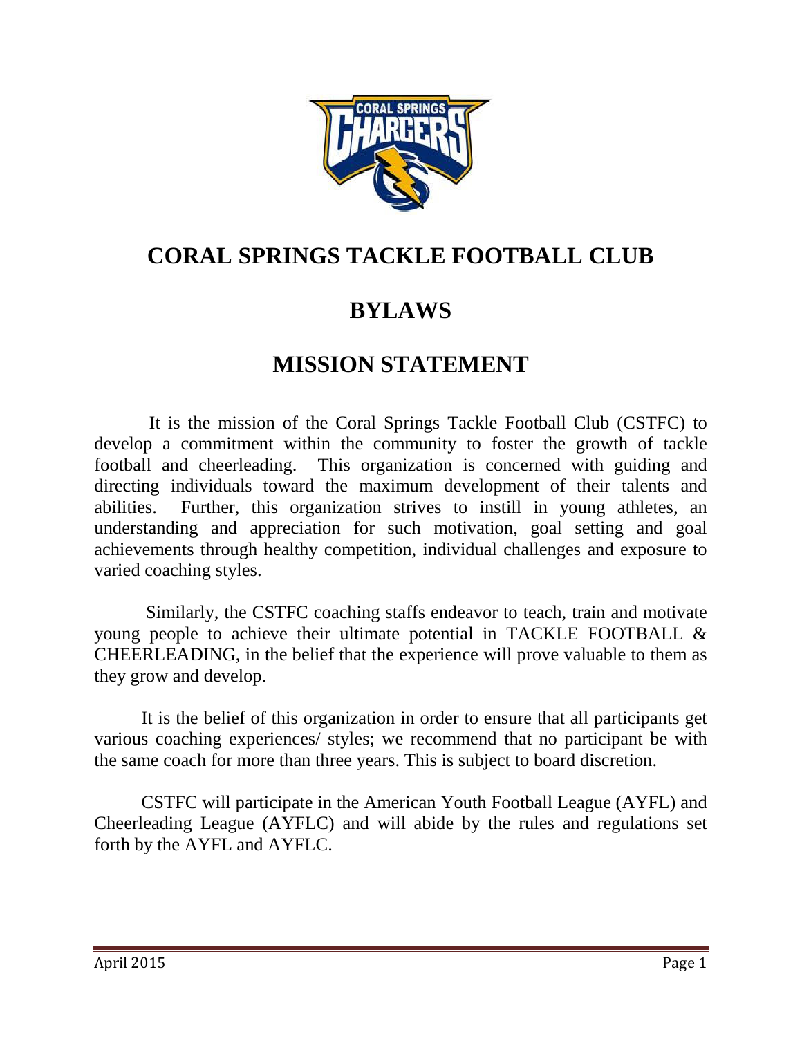# CORAL SPRINGS TACKLE FOOTBALL CLUB

# BYLAWS

## MISSION STATEMENT

It is the mission of the Coral Springs Tackle Football Club (CSTFC) to develop a commitment within the community to foster the growth of tackle football and cheerleading. This organization is concerned with guiding and directing individuals toward the maximum development of their talents and abilities. Further, this organization strives to instill in young athletes, an understanding and appreciation for such motivation, goal setting and goal achievements through healthy competition, individual challenges and exposure to varied coaching styles.

Similarly, the CSTFC coaching staffs endeavor to teach, train and motivate young people to achieve their ultimate potential in TACKLE FOOTBALL & CHEERLEADING, in the belief that the experience will prove valuable to them as they grow and develop.

It is the belief of this organization in order to ensure that all participants get various coaching experiences/ styles; we recommend that no participant be with the same coach for more than three years. This is subject to board discretion.

CSTFC will participate in the American Youth Football League (AYFL) and Cheerleading League (AYFLC) and will abide by the rules and regulations set forth by the AYFL and AYFLC.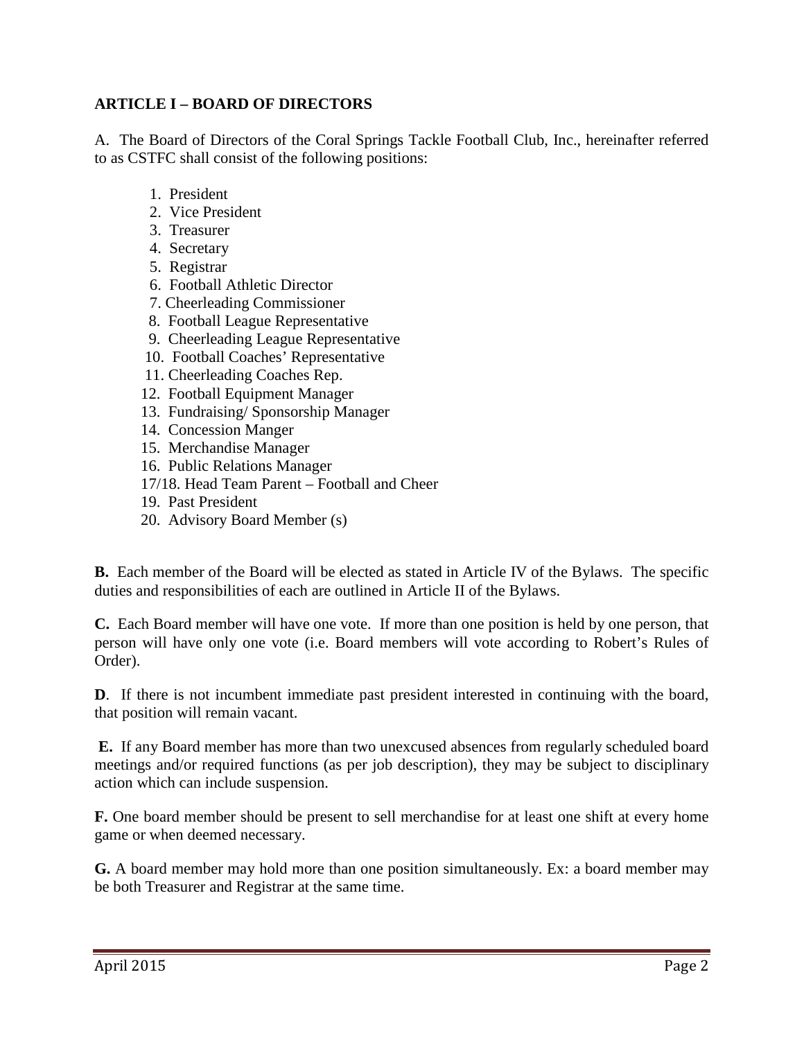## ARTICLE I – BOARD OF DIRECTORS

A. The Board of Directors of the Coral Springs Tackle Football Club, Inc., hereinafter referred to as CSTFC shall consist of the following positions:

1. President
2. Vice President
3. Treasurer
4. Secretary
5. Registrar
6. Football Athletic Director
7. Cheerleading Commissioner
8. Football League Representative
9. Cheerleading League Representative
10. Football Coaches' Representative
11. Cheerleading Coaches Rep.
12. Football Equipment Manager
13. Fundraising/ Sponsorship Manager
14. Concession Manger
15. Merchandise Manager
16. Public Relations Manager

17/18. Head Team Parent – Football and Cheer

19. Past President
20. Advisory Board Member (s)

**B.** Each member of the Board will be elected as stated in Article IV of the Bylaws. The specific duties and responsibilities of each are outlined in Article II of the Bylaws.

**C.** Each Board member will have one vote. If more than one position is held by one person, that person will have only one vote (i.e. Board members will vote according to Robert's Rules of Order).

**D**. If there is not incumbent immediate past president interested in continuing with the board, that position will remain vacant.

**E.** If any Board member has more than two unexcused absences from regularly scheduled board meetings and/or required functions (as per job description), they may be subject to disciplinary action which can include suspension.

**F.** One board member should be present to sell merchandise for at least one shift at every home game or when deemed necessary.

**G.** A board member may hold more than one position simultaneously. Ex: a board member may be both Treasurer and Registrar at the same time.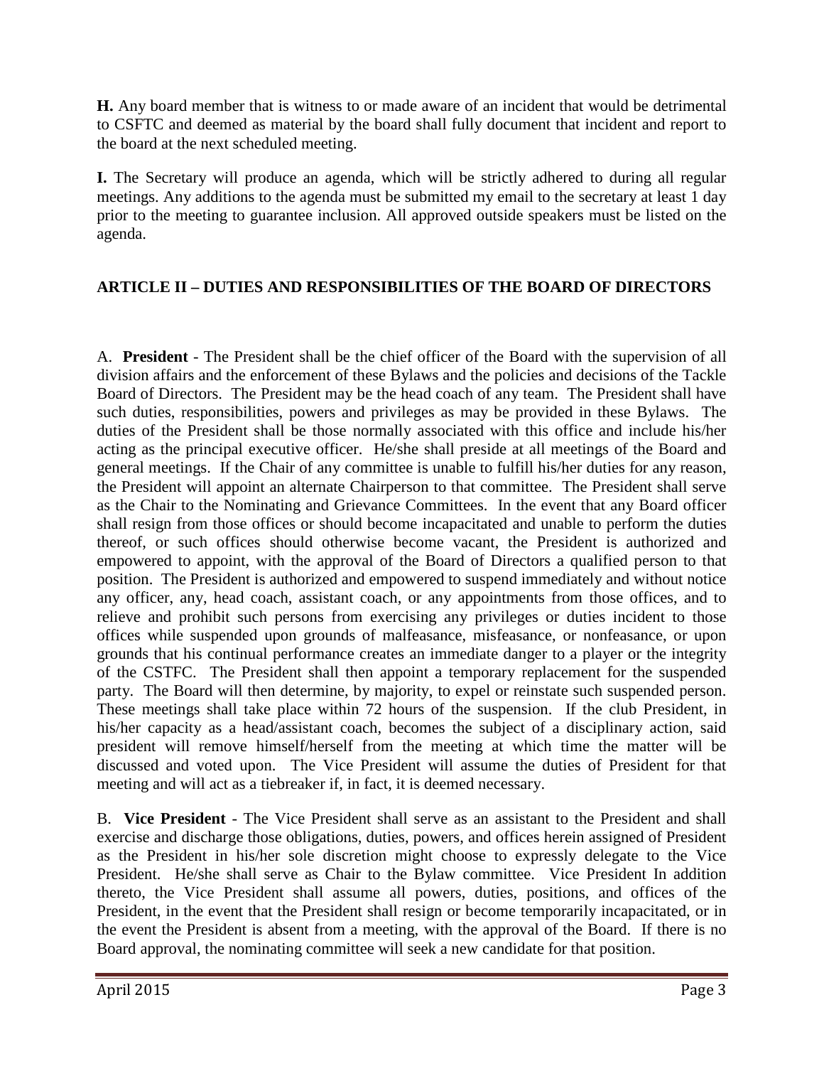**H.** Any board member that is witness to or made aware of an incident that would be detrimental to CSFTC and deemed as material by the board shall fully document that incident and report to the board at the next scheduled meeting.

**I.** The Secretary will produce an agenda, which will be strictly adhered to during all regular meetings. Any additions to the agenda must be submitted my email to the secretary at least 1 day prior to the meeting to guarantee inclusion. All approved outside speakers must be listed on the agenda.

## ARTICLE II – DUTIES AND RESPONSIBILITIES OF THE BOARD OF DIRECTORS

A. **President** - The President shall be the chief officer of the Board with the supervision of all division affairs and the enforcement of these Bylaws and the policies and decisions of the Tackle Board of Directors. The President may be the head coach of any team. The President shall have such duties, responsibilities, powers and privileges as may be provided in these Bylaws. The duties of the President shall be those normally associated with this office and include his/her acting as the principal executive officer. He/she shall preside at all meetings of the Board and general meetings. If the Chair of any committee is unable to fulfill his/her duties for any reason, the President will appoint an alternate Chairperson to that committee. The President shall serve as the Chair to the Nominating and Grievance Committees. In the event that any Board officer shall resign from those offices or should become incapacitated and unable to perform the duties thereof, or such offices should otherwise become vacant, the President is authorized and empowered to appoint, with the approval of the Board of Directors a qualified person to that position. The President is authorized and empowered to suspend immediately and without notice any officer, any, head coach, assistant coach, or any appointments from those offices, and to relieve and prohibit such persons from exercising any privileges or duties incident to those offices while suspended upon grounds of malfeasance, misfeasance, or nonfeasance, or upon grounds that his continual performance creates an immediate danger to a player or the integrity of the CSTFC. The President shall then appoint a temporary replacement for the suspended party. The Board will then determine, by majority, to expel or reinstate such suspended person. These meetings shall take place within 72 hours of the suspension. If the club President, in his/her capacity as a head/assistant coach, becomes the subject of a disciplinary action, said president will remove himself/herself from the meeting at which time the matter will be discussed and voted upon. The Vice President will assume the duties of President for that meeting and will act as a tiebreaker if, in fact, it is deemed necessary.

B. **Vice President** - The Vice President shall serve as an assistant to the President and shall exercise and discharge those obligations, duties, powers, and offices herein assigned of President as the President in his/her sole discretion might choose to expressly delegate to the Vice President. He/she shall serve as Chair to the Bylaw committee. Vice President In addition thereto, the Vice President shall assume all powers, duties, positions, and offices of the President, in the event that the President shall resign or become temporarily incapacitated, or in the event the President is absent from a meeting, with the approval of the Board. If there is no Board approval, the nominating committee will seek a new candidate for that position.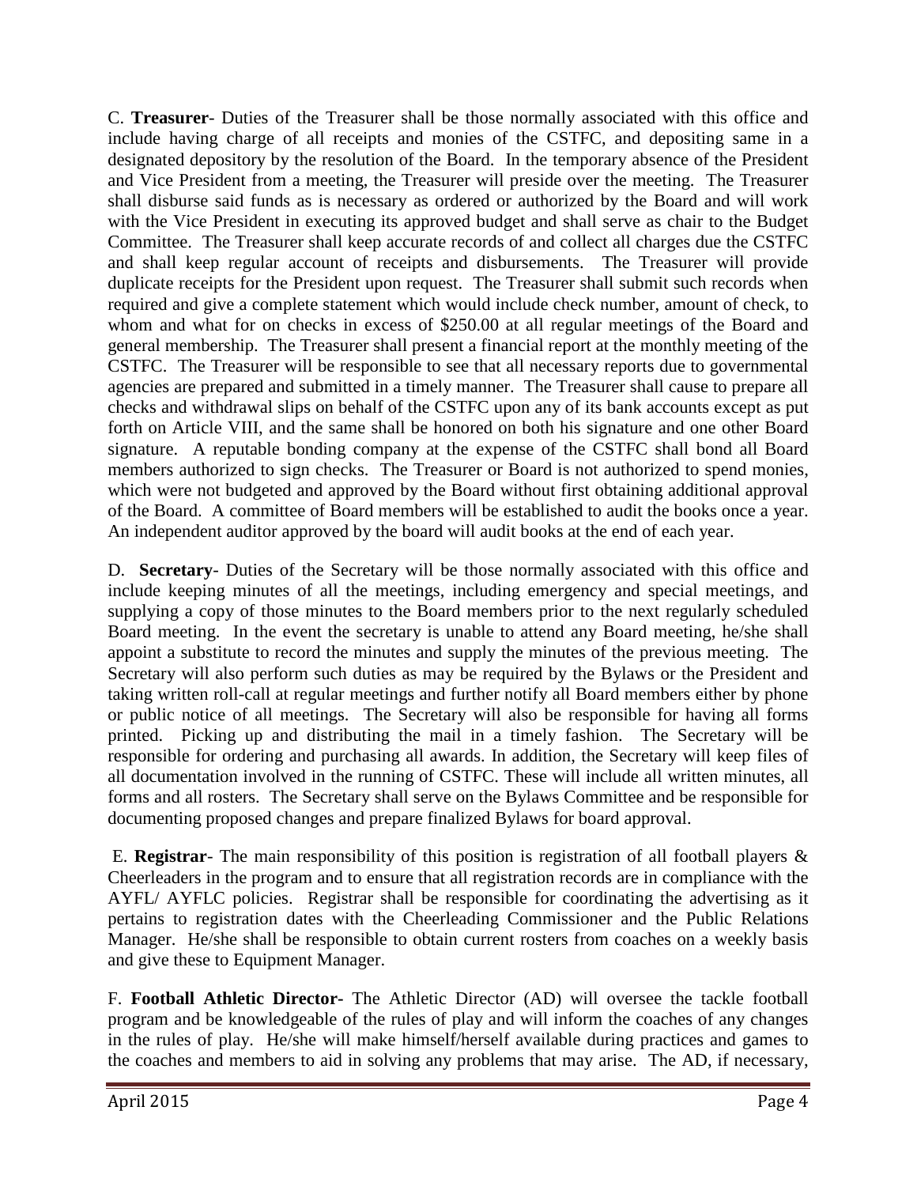C. **Treasurer**- Duties of the Treasurer shall be those normally associated with this office and include having charge of all receipts and monies of the CSTFC, and depositing same in a designated depository by the resolution of the Board. In the temporary absence of the President and Vice President from a meeting, the Treasurer will preside over the meeting. The Treasurer shall disburse said funds as is necessary as ordered or authorized by the Board and will work with the Vice President in executing its approved budget and shall serve as chair to the Budget Committee. The Treasurer shall keep accurate records of and collect all charges due the CSTFC and shall keep regular account of receipts and disbursements. The Treasurer will provide duplicate receipts for the President upon request. The Treasurer shall submit such records when required and give a complete statement which would include check number, amount of check, to whom and what for on checks in excess of $250.00 at all regular meetings of the Board and general membership. The Treasurer shall present a financial report at the monthly meeting of the CSTFC. The Treasurer will be responsible to see that all necessary reports due to governmental agencies are prepared and submitted in a timely manner. The Treasurer shall cause to prepare all checks and withdrawal slips on behalf of the CSTFC upon any of its bank accounts except as put forth on Article VIII, and the same shall be honored on both his signature and one other Board signature. A reputable bonding company at the expense of the CSTFC shall bond all Board members authorized to sign checks. The Treasurer or Board is not authorized to spend monies, which were not budgeted and approved by the Board without first obtaining additional approval of the Board. A committee of Board members will be established to audit the books once a year. An independent auditor approved by the board will audit books at the end of each year.

D. **Secretary**- Duties of the Secretary will be those normally associated with this office and include keeping minutes of all the meetings, including emergency and special meetings, and supplying a copy of those minutes to the Board members prior to the next regularly scheduled Board meeting. In the event the secretary is unable to attend any Board meeting, he/she shall appoint a substitute to record the minutes and supply the minutes of the previous meeting. The Secretary will also perform such duties as may be required by the Bylaws or the President and taking written roll-call at regular meetings and further notify all Board members either by phone or public notice of all meetings. The Secretary will also be responsible for having all forms printed. Picking up and distributing the mail in a timely fashion. The Secretary will be responsible for ordering and purchasing all awards. In addition, the Secretary will keep files of all documentation involved in the running of CSTFC. These will include all written minutes, all forms and all rosters. The Secretary shall serve on the Bylaws Committee and be responsible for documenting proposed changes and prepare finalized Bylaws for board approval.

E. **Registrar**- The main responsibility of this position is registration of all football players & Cheerleaders in the program and to ensure that all registration records are in compliance with the AYFL/ AYFLC policies. Registrar shall be responsible for coordinating the advertising as it pertains to registration dates with the Cheerleading Commissioner and the Public Relations Manager. He/she shall be responsible to obtain current rosters from coaches on a weekly basis and give these to Equipment Manager.

F. **Football Athletic Director**- The Athletic Director (AD) will oversee the tackle football program and be knowledgeable of the rules of play and will inform the coaches of any changes in the rules of play. He/she will make himself/herself available during practices and games to the coaches and members to aid in solving any problems that may arise. The AD, if necessary,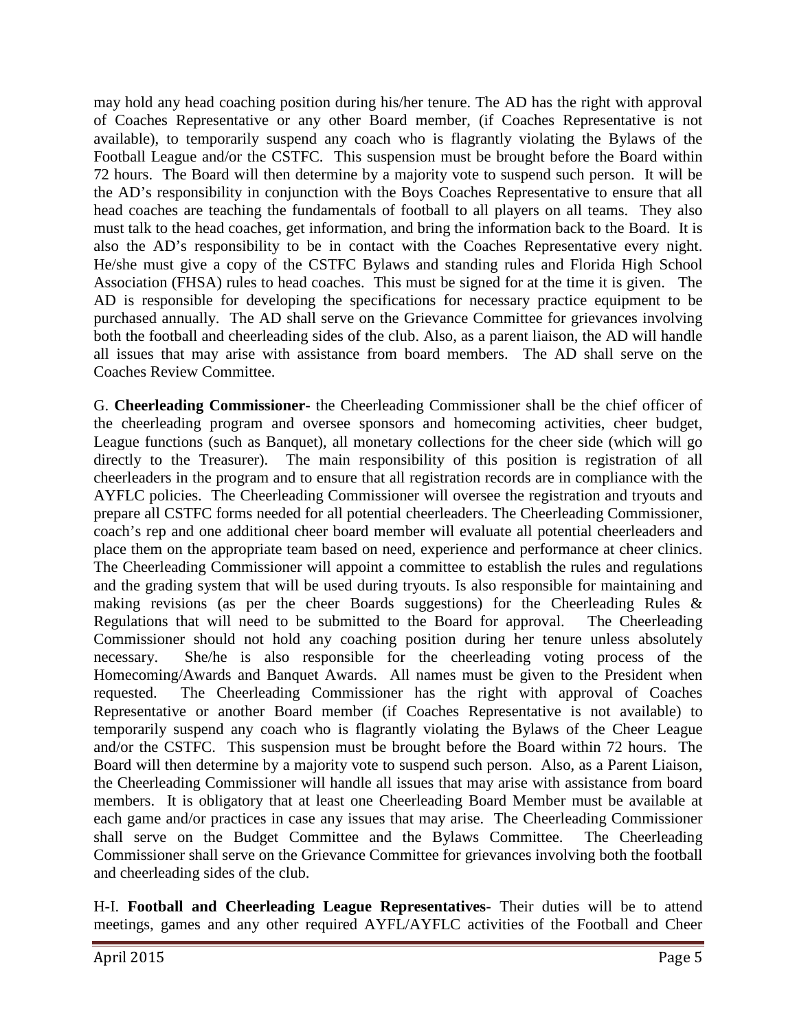may hold any head coaching position during his/her tenure. The AD has the right with approval of Coaches Representative or any other Board member, (if Coaches Representative is not available), to temporarily suspend any coach who is flagrantly violating the Bylaws of the Football League and/or the CSTFC. This suspension must be brought before the Board within 72 hours. The Board will then determine by a majority vote to suspend such person. It will be the AD's responsibility in conjunction with the Boys Coaches Representative to ensure that all head coaches are teaching the fundamentals of football to all players on all teams. They also must talk to the head coaches, get information, and bring the information back to the Board. It is also the AD's responsibility to be in contact with the Coaches Representative every night. He/she must give a copy of the CSTFC Bylaws and standing rules and Florida High School Association (FHSA) rules to head coaches. This must be signed for at the time it is given. The AD is responsible for developing the specifications for necessary practice equipment to be purchased annually. The AD shall serve on the Grievance Committee for grievances involving both the football and cheerleading sides of the club. Also, as a parent liaison, the AD will handle all issues that may arise with assistance from board members. The AD shall serve on the Coaches Review Committee.

G. **Cheerleading Commissioner**- the Cheerleading Commissioner shall be the chief officer of the cheerleading program and oversee sponsors and homecoming activities, cheer budget, League functions (such as Banquet), all monetary collections for the cheer side (which will go directly to the Treasurer). The main responsibility of this position is registration of all cheerleaders in the program and to ensure that all registration records are in compliance with the AYFLC policies. The Cheerleading Commissioner will oversee the registration and tryouts and prepare all CSTFC forms needed for all potential cheerleaders. The Cheerleading Commissioner, coach's rep and one additional cheer board member will evaluate all potential cheerleaders and place them on the appropriate team based on need, experience and performance at cheer clinics. The Cheerleading Commissioner will appoint a committee to establish the rules and regulations and the grading system that will be used during tryouts. Is also responsible for maintaining and making revisions (as per the cheer Boards suggestions) for the Cheerleading Rules & Regulations that will need to be submitted to the Board for approval. The Cheerleading Commissioner should not hold any coaching position during her tenure unless absolutely necessary. She/he is also responsible for the cheerleading voting process of the Homecoming/Awards and Banquet Awards. All names must be given to the President when requested. The Cheerleading Commissioner has the right with approval of Coaches Representative or another Board member (if Coaches Representative is not available) to temporarily suspend any coach who is flagrantly violating the Bylaws of the Cheer League and/or the CSTFC. This suspension must be brought before the Board within 72 hours. The Board will then determine by a majority vote to suspend such person. Also, as a Parent Liaison, the Cheerleading Commissioner will handle all issues that may arise with assistance from board members. It is obligatory that at least one Cheerleading Board Member must be available at each game and/or practices in case any issues that may arise. The Cheerleading Commissioner shall serve on the Budget Committee and the Bylaws Committee. The Cheerleading Commissioner shall serve on the Grievance Committee for grievances involving both the football and cheerleading sides of the club.

H-I. **Football and Cheerleading League Representatives**- Their duties will be to attend meetings, games and any other required AYFL/AYFLC activities of the Football and Cheer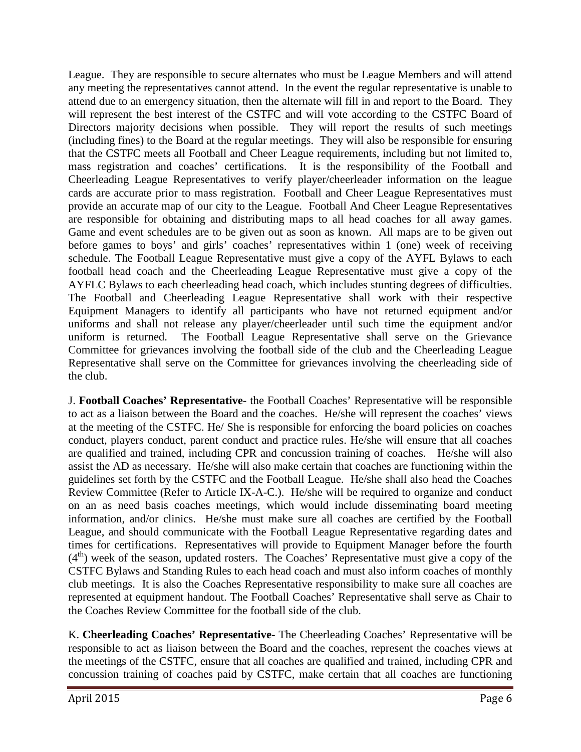League. They are responsible to secure alternates who must be League Members and will attend any meeting the representatives cannot attend. In the event the regular representative is unable to attend due to an emergency situation, then the alternate will fill in and report to the Board. They will represent the best interest of the CSTFC and will vote according to the CSTFC Board of Directors majority decisions when possible. They will report the results of such meetings (including fines) to the Board at the regular meetings. They will also be responsible for ensuring that the CSTFC meets all Football and Cheer League requirements, including but not limited to, mass registration and coaches' certifications. It is the responsibility of the Football and Cheerleading League Representatives to verify player/cheerleader information on the league cards are accurate prior to mass registration. Football and Cheer League Representatives must provide an accurate map of our city to the League. Football And Cheer League Representatives are responsible for obtaining and distributing maps to all head coaches for all away games. Game and event schedules are to be given out as soon as known. All maps are to be given out before games to boys' and girls' coaches' representatives within 1 (one) week of receiving schedule. The Football League Representative must give a copy of the AYFL Bylaws to each football head coach and the Cheerleading League Representative must give a copy of the AYFLC Bylaws to each cheerleading head coach, which includes stunting degrees of difficulties. The Football and Cheerleading League Representative shall work with their respective Equipment Managers to identify all participants who have not returned equipment and/or uniforms and shall not release any player/cheerleader until such time the equipment and/or uniform is returned. The Football League Representative shall serve on the Grievance Committee for grievances involving the football side of the club and the Cheerleading League Representative shall serve on the Committee for grievances involving the cheerleading side of the club.

J. **Football Coaches' Representative**- the Football Coaches' Representative will be responsible to act as a liaison between the Board and the coaches. He/she will represent the coaches' views at the meeting of the CSTFC. He/ She is responsible for enforcing the board policies on coaches conduct, players conduct, parent conduct and practice rules. He/she will ensure that all coaches are qualified and trained, including CPR and concussion training of coaches. He/she will also assist the AD as necessary. He/she will also make certain that coaches are functioning within the guidelines set forth by the CSTFC and the Football League. He/she shall also head the Coaches Review Committee (Refer to Article IX-A-C.). He/she will be required to organize and conduct on an as need basis coaches meetings, which would include disseminating board meeting information, and/or clinics. He/she must make sure all coaches are certified by the Football League, and should communicate with the Football League Representative regarding dates and times for certifications. Representatives will provide to Equipment Manager before the fourth (4th) week of the season, updated rosters. The Coaches' Representative must give a copy of the CSTFC Bylaws and Standing Rules to each head coach and must also inform coaches of monthly club meetings. It is also the Coaches Representative responsibility to make sure all coaches are represented at equipment handout. The Football Coaches' Representative shall serve as Chair to the Coaches Review Committee for the football side of the club.

K. **Cheerleading Coaches' Representative**- The Cheerleading Coaches' Representative will be responsible to act as liaison between the Board and the coaches, represent the coaches views at the meetings of the CSTFC, ensure that all coaches are qualified and trained, including CPR and concussion training of coaches paid by CSTFC, make certain that all coaches are functioning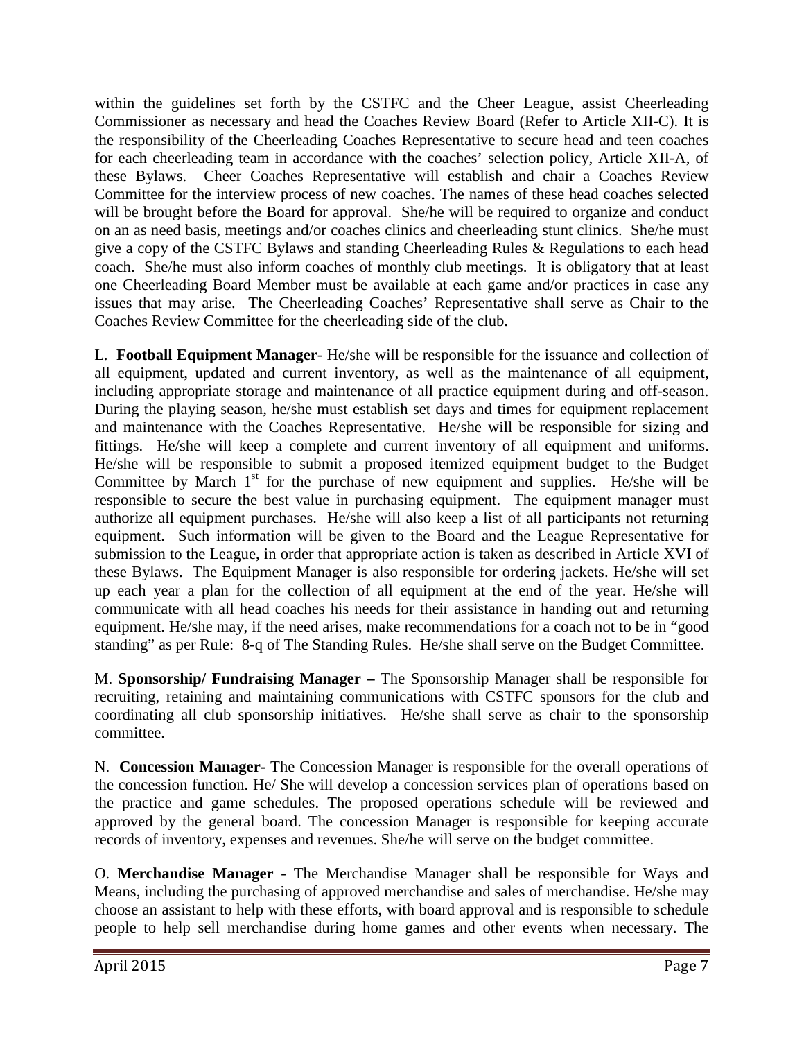within the guidelines set forth by the CSTFC and the Cheer League, assist Cheerleading Commissioner as necessary and head the Coaches Review Board (Refer to Article XII-C). It is the responsibility of the Cheerleading Coaches Representative to secure head and teen coaches for each cheerleading team in accordance with the coaches' selection policy, Article XII-A, of these Bylaws. Cheer Coaches Representative will establish and chair a Coaches Review Committee for the interview process of new coaches. The names of these head coaches selected will be brought before the Board for approval. She/he will be required to organize and conduct on an as need basis, meetings and/or coaches clinics and cheerleading stunt clinics. She/he must give a copy of the CSTFC Bylaws and standing Cheerleading Rules & Regulations to each head coach. She/he must also inform coaches of monthly club meetings. It is obligatory that at least one Cheerleading Board Member must be available at each game and/or practices in case any issues that may arise. The Cheerleading Coaches' Representative shall serve as Chair to the Coaches Review Committee for the cheerleading side of the club.

L. **Football Equipment Manager**- He/she will be responsible for the issuance and collection of all equipment, updated and current inventory, as well as the maintenance of all equipment, including appropriate storage and maintenance of all practice equipment during and off-season. During the playing season, he/she must establish set days and times for equipment replacement and maintenance with the Coaches Representative. He/she will be responsible for sizing and fittings. He/she will keep a complete and current inventory of all equipment and uniforms. He/she will be responsible to submit a proposed itemized equipment budget to the Budget Committee by March 1st for the purchase of new equipment and supplies. He/she will be responsible to secure the best value in purchasing equipment. The equipment manager must authorize all equipment purchases. He/she will also keep a list of all participants not returning equipment. Such information will be given to the Board and the League Representative for submission to the League, in order that appropriate action is taken as described in Article XVI of these Bylaws. The Equipment Manager is also responsible for ordering jackets. He/she will set up each year a plan for the collection of all equipment at the end of the year. He/she will communicate with all head coaches his needs for their assistance in handing out and returning equipment. He/she may, if the need arises, make recommendations for a coach not to be in "good standing" as per Rule: 8-q of The Standing Rules. He/she shall serve on the Budget Committee.

M. **Sponsorship/ Fundraising Manager –** The Sponsorship Manager shall be responsible for recruiting, retaining and maintaining communications with CSTFC sponsors for the club and coordinating all club sponsorship initiatives. He/she shall serve as chair to the sponsorship committee.

N. **Concession Manager-** The Concession Manager is responsible for the overall operations of the concession function. He/ She will develop a concession services plan of operations based on the practice and game schedules. The proposed operations schedule will be reviewed and approved by the general board. The concession Manager is responsible for keeping accurate records of inventory, expenses and revenues. She/he will serve on the budget committee.

O. **Merchandise Manager** - The Merchandise Manager shall be responsible for Ways and Means, including the purchasing of approved merchandise and sales of merchandise. He/she may choose an assistant to help with these efforts, with board approval and is responsible to schedule people to help sell merchandise during home games and other events when necessary. The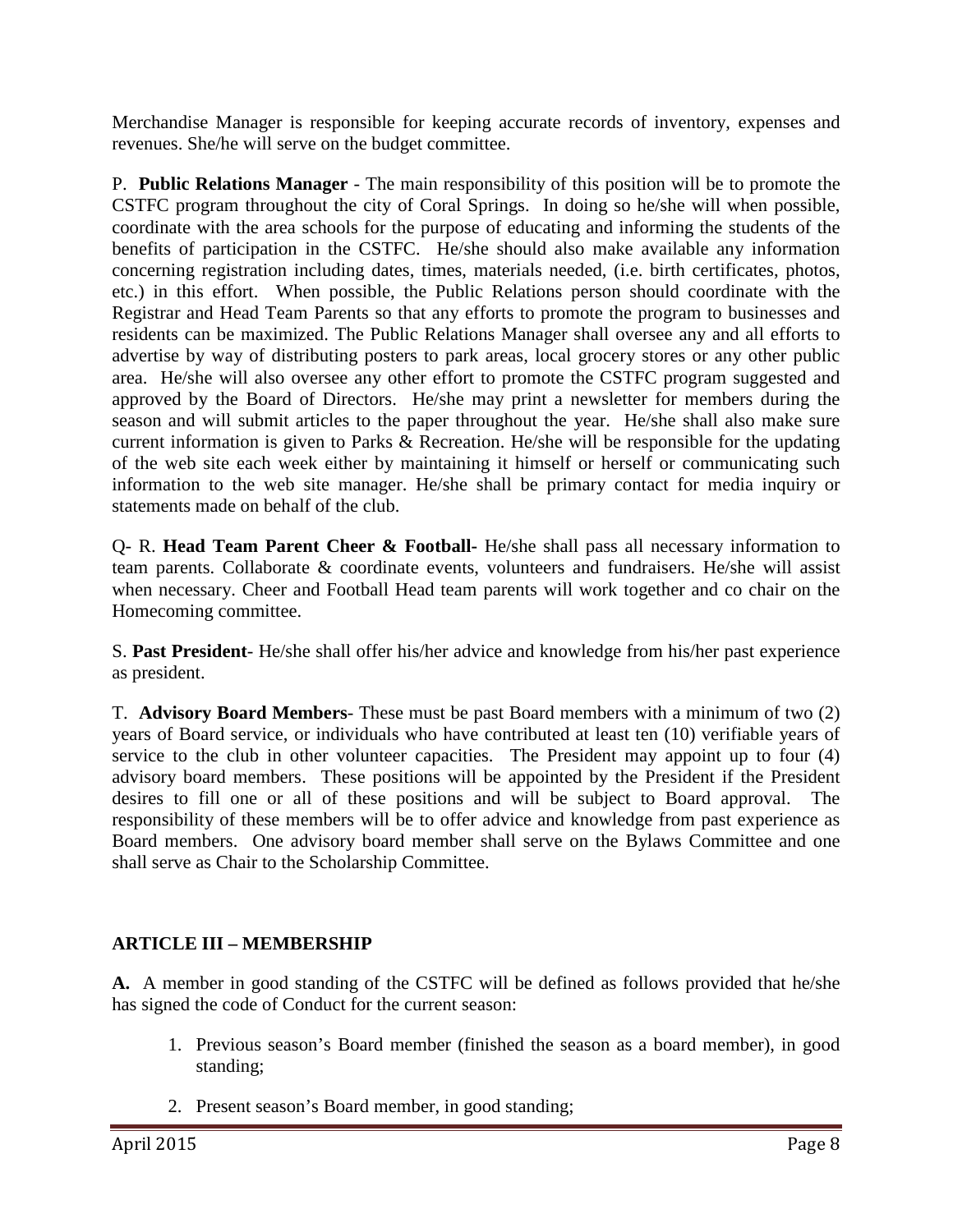Merchandise Manager is responsible for keeping accurate records of inventory, expenses and revenues. She/he will serve on the budget committee.

P. **Public Relations Manager** - The main responsibility of this position will be to promote the CSTFC program throughout the city of Coral Springs. In doing so he/she will when possible, coordinate with the area schools for the purpose of educating and informing the students of the benefits of participation in the CSTFC. He/she should also make available any information concerning registration including dates, times, materials needed, (i.e. birth certificates, photos, etc.) in this effort. When possible, the Public Relations person should coordinate with the Registrar and Head Team Parents so that any efforts to promote the program to businesses and residents can be maximized. The Public Relations Manager shall oversee any and all efforts to advertise by way of distributing posters to park areas, local grocery stores or any other public area. He/she will also oversee any other effort to promote the CSTFC program suggested and approved by the Board of Directors. He/she may print a newsletter for members during the season and will submit articles to the paper throughout the year. He/she shall also make sure current information is given to Parks & Recreation. He/she will be responsible for the updating of the web site each week either by maintaining it himself or herself or communicating such information to the web site manager. He/she shall be primary contact for media inquiry or statements made on behalf of the club.

Q- R. **Head Team Parent Cheer & Football-** He/she shall pass all necessary information to team parents. Collaborate & coordinate events, volunteers and fundraisers. He/she will assist when necessary. Cheer and Football Head team parents will work together and co chair on the Homecoming committee.

S. **Past President**- He/she shall offer his/her advice and knowledge from his/her past experience as president.

T. **Advisory Board Members**- These must be past Board members with a minimum of two (2) years of Board service, or individuals who have contributed at least ten (10) verifiable years of service to the club in other volunteer capacities. The President may appoint up to four (4) advisory board members. These positions will be appointed by the President if the President desires to fill one or all of these positions and will be subject to Board approval. The responsibility of these members will be to offer advice and knowledge from past experience as Board members. One advisory board member shall serve on the Bylaws Committee and one shall serve as Chair to the Scholarship Committee.

## ARTICLE III – MEMBERSHIP

**A.** A member in good standing of the CSTFC will be defined as follows provided that he/she has signed the code of Conduct for the current season:

1. Previous season's Board member (finished the season as a board member), in good standing;
2. Present season's Board member, in good standing;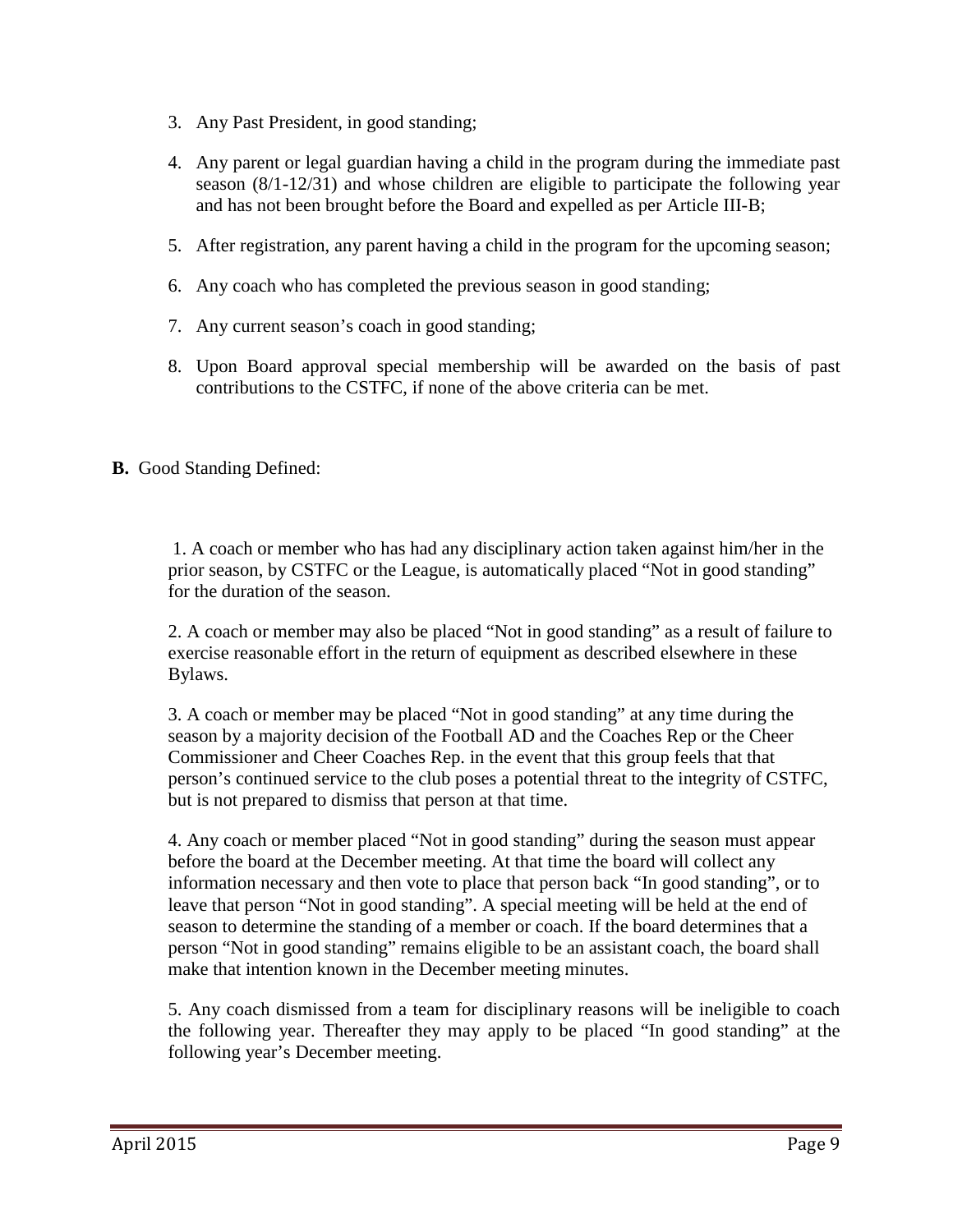3. Any Past President, in good standing;
4. Any parent or legal guardian having a child in the program during the immediate past season (8/1-12/31) and whose children are eligible to participate the following year and has not been brought before the Board and expelled as per Article III-B;
5. After registration, any parent having a child in the program for the upcoming season;
6. Any coach who has completed the previous season in good standing;
7. Any current season's coach in good standing;
8. Upon Board approval special membership will be awarded on the basis of past contributions to the CSTFC, if none of the above criteria can be met.

**B.** Good Standing Defined:

1. A coach or member who has had any disciplinary action taken against him/her in the prior season, by CSTFC or the League, is automatically placed "Not in good standing" for the duration of the season.

2. A coach or member may also be placed "Not in good standing" as a result of failure to exercise reasonable effort in the return of equipment as described elsewhere in these Bylaws.

3. A coach or member may be placed "Not in good standing" at any time during the season by a majority decision of the Football AD and the Coaches Rep or the Cheer Commissioner and Cheer Coaches Rep. in the event that this group feels that that person's continued service to the club poses a potential threat to the integrity of CSTFC, but is not prepared to dismiss that person at that time.

4. Any coach or member placed "Not in good standing" during the season must appear before the board at the December meeting. At that time the board will collect any information necessary and then vote to place that person back "In good standing", or to leave that person "Not in good standing". A special meeting will be held at the end of season to determine the standing of a member or coach. If the board determines that a person "Not in good standing" remains eligible to be an assistant coach, the board shall make that intention known in the December meeting minutes.

5. Any coach dismissed from a team for disciplinary reasons will be ineligible to coach the following year. Thereafter they may apply to be placed "In good standing" at the following year's December meeting.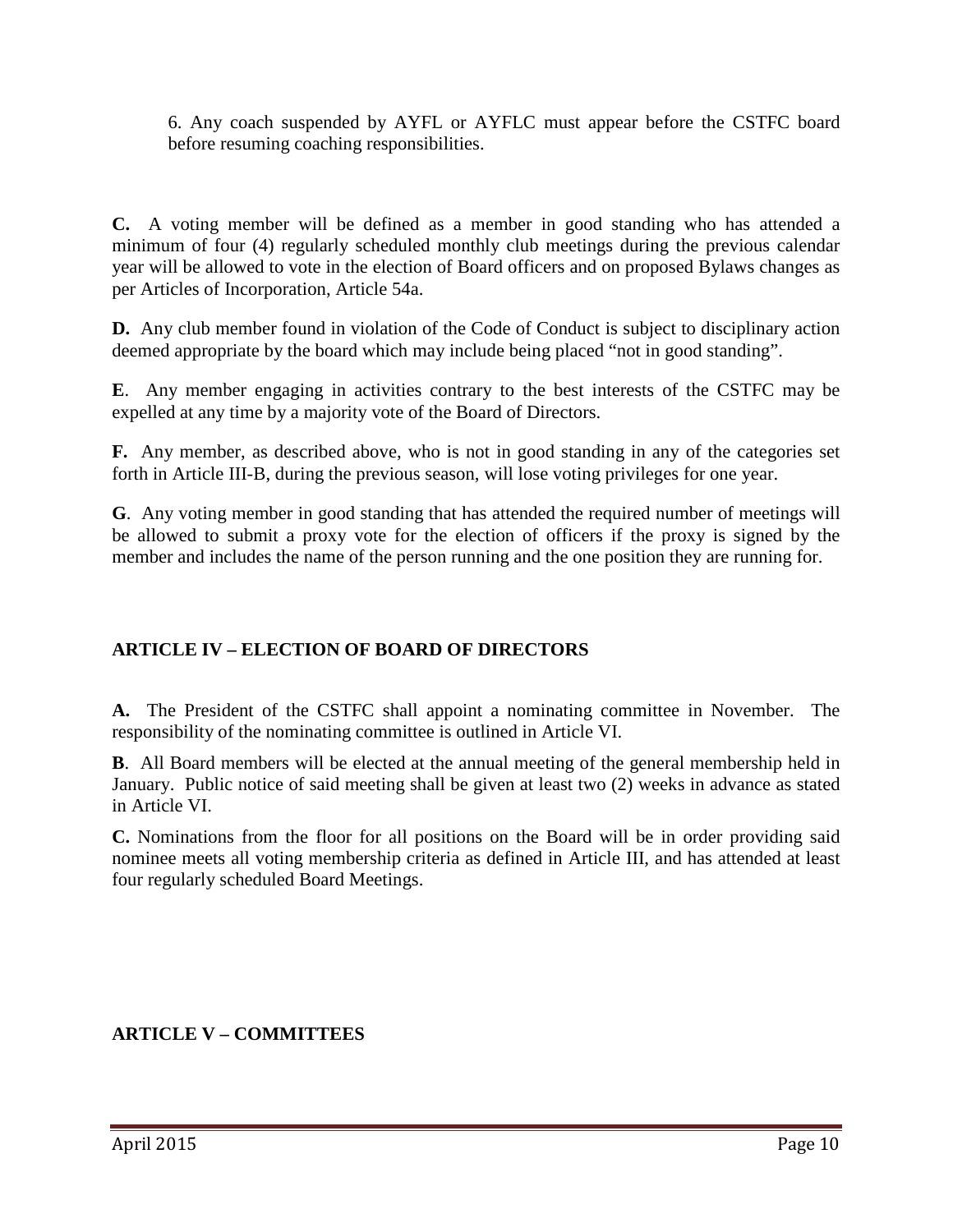6. Any coach suspended by AYFL or AYFLC must appear before the CSTFC board before resuming coaching responsibilities.

**C.** A voting member will be defined as a member in good standing who has attended a minimum of four (4) regularly scheduled monthly club meetings during the previous calendar year will be allowed to vote in the election of Board officers and on proposed Bylaws changes as per Articles of Incorporation, Article 54a.

**D.** Any club member found in violation of the Code of Conduct is subject to disciplinary action deemed appropriate by the board which may include being placed "not in good standing".

**E**. Any member engaging in activities contrary to the best interests of the CSTFC may be expelled at any time by a majority vote of the Board of Directors.

**F.** Any member, as described above, who is not in good standing in any of the categories set forth in Article III-B, during the previous season, will lose voting privileges for one year.

**G**. Any voting member in good standing that has attended the required number of meetings will be allowed to submit a proxy vote for the election of officers if the proxy is signed by the member and includes the name of the person running and the one position they are running for.

## ARTICLE IV – ELECTION OF BOARD OF DIRECTORS

**A.** The President of the CSTFC shall appoint a nominating committee in November. The responsibility of the nominating committee is outlined in Article VI.

**B**. All Board members will be elected at the annual meeting of the general membership held in January. Public notice of said meeting shall be given at least two (2) weeks in advance as stated in Article VI.

**C.** Nominations from the floor for all positions on the Board will be in order providing said nominee meets all voting membership criteria as defined in Article III, and has attended at least four regularly scheduled Board Meetings.

## ARTICLE V – COMMITTEES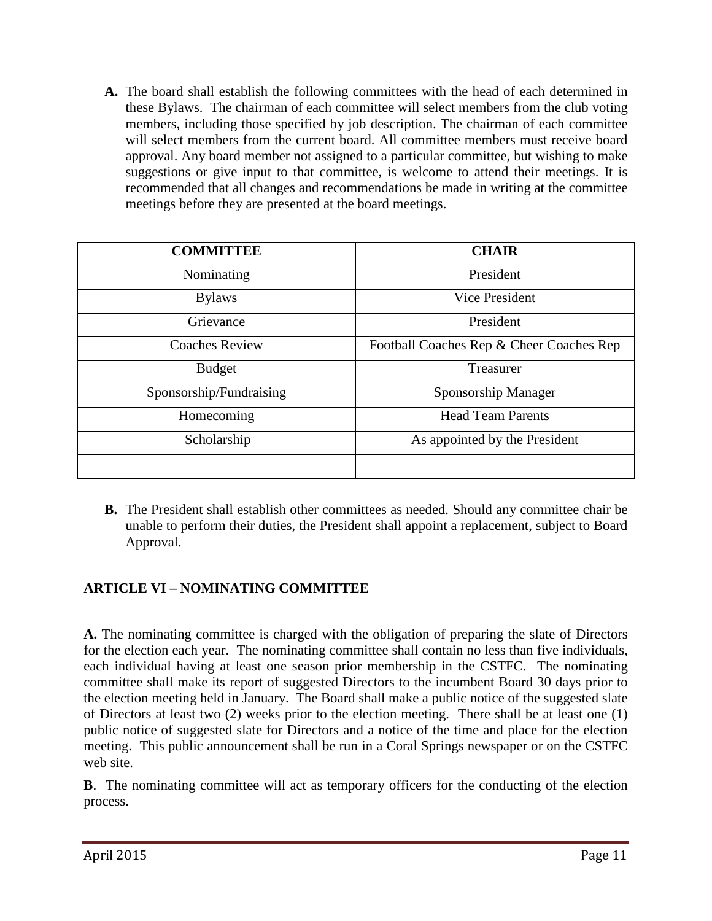**A.** The board shall establish the following committees with the head of each determined in these Bylaws. The chairman of each committee will select members from the club voting members, including those specified by job description. The chairman of each committee will select members from the current board. All committee members must receive board approval. Any board member not assigned to a particular committee, but wishing to make suggestions or give input to that committee, is welcome to attend their meetings. It is recommended that all changes and recommendations be made in writing at the committee meetings before they are presented at the board meetings.

| COMMITTEE | CHAIR |
|---|---|
| Nominating | President |
| Bylaws | Vice President |
| Grievance | President |
| Coaches Review | Football Coaches Rep & Cheer Coaches Rep |
| Budget | Treasurer |
| Sponsorship/Fundraising | Sponsorship Manager |
| Homecoming | Head Team Parents |
| Scholarship | As appointed by the President |
| | |

**B.** The President shall establish other committees as needed. Should any committee chair be unable to perform their duties, the President shall appoint a replacement, subject to Board Approval.

## ARTICLE VI – NOMINATING COMMITTEE

**A.** The nominating committee is charged with the obligation of preparing the slate of Directors for the election each year. The nominating committee shall contain no less than five individuals, each individual having at least one season prior membership in the CSTFC. The nominating committee shall make its report of suggested Directors to the incumbent Board 30 days prior to the election meeting held in January. The Board shall make a public notice of the suggested slate of Directors at least two (2) weeks prior to the election meeting. There shall be at least one (1) public notice of suggested slate for Directors and a notice of the time and place for the election meeting. This public announcement shall be run in a Coral Springs newspaper or on the CSTFC web site.

**B**. The nominating committee will act as temporary officers for the conducting of the election process.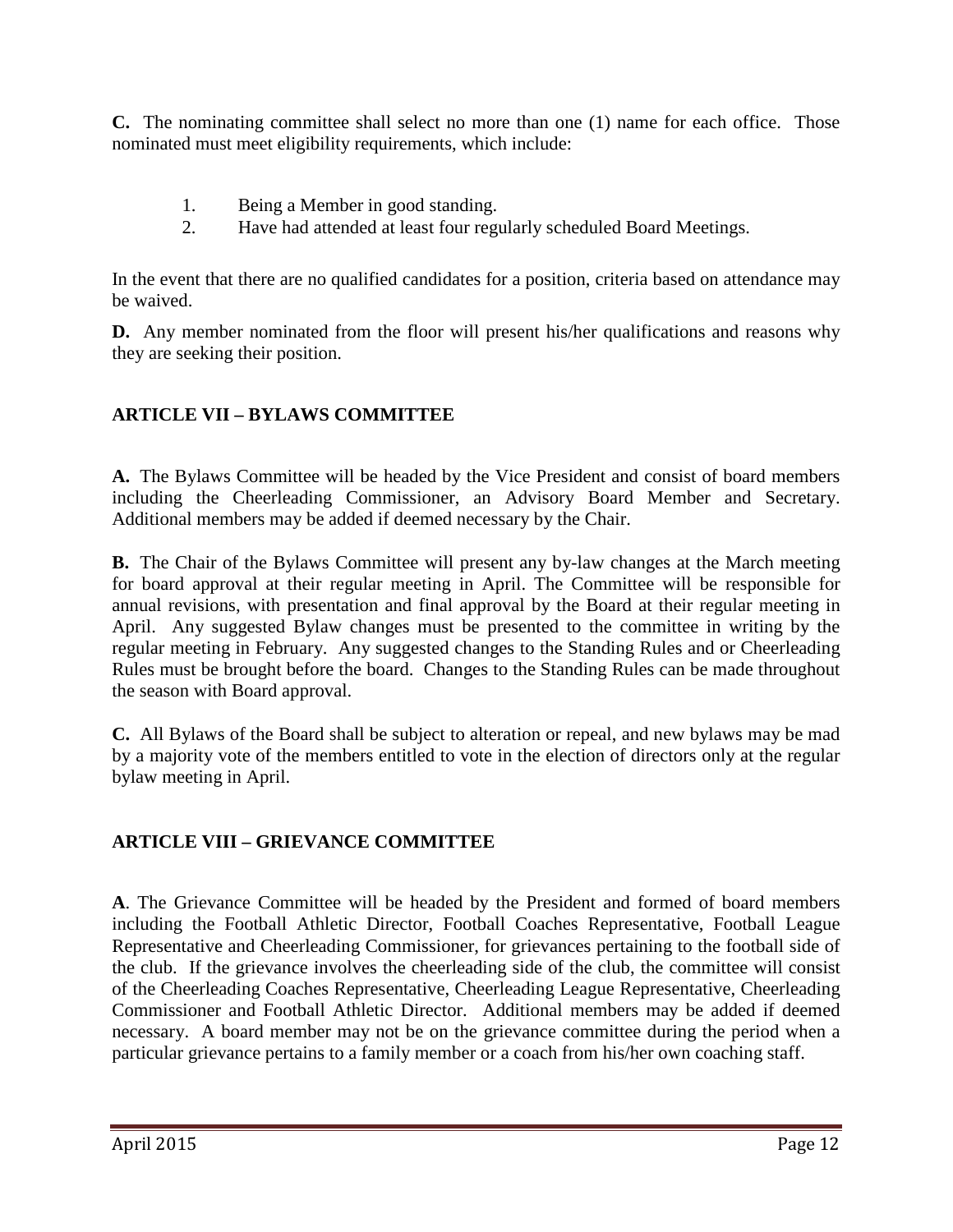**C.** The nominating committee shall select no more than one (1) name for each office. Those nominated must meet eligibility requirements, which include:

1. Being a Member in good standing.
2. Have had attended at least four regularly scheduled Board Meetings.

In the event that there are no qualified candidates for a position, criteria based on attendance may be waived.

**D.** Any member nominated from the floor will present his/her qualifications and reasons why they are seeking their position.

## ARTICLE VII – BYLAWS COMMITTEE

**A.** The Bylaws Committee will be headed by the Vice President and consist of board members including the Cheerleading Commissioner, an Advisory Board Member and Secretary. Additional members may be added if deemed necessary by the Chair.

**B.** The Chair of the Bylaws Committee will present any by-law changes at the March meeting for board approval at their regular meeting in April. The Committee will be responsible for annual revisions, with presentation and final approval by the Board at their regular meeting in April. Any suggested Bylaw changes must be presented to the committee in writing by the regular meeting in February. Any suggested changes to the Standing Rules and or Cheerleading Rules must be brought before the board. Changes to the Standing Rules can be made throughout the season with Board approval.

**C.** All Bylaws of the Board shall be subject to alteration or repeal, and new bylaws may be mad by a majority vote of the members entitled to vote in the election of directors only at the regular bylaw meeting in April.

## ARTICLE VIII – GRIEVANCE COMMITTEE

**A**. The Grievance Committee will be headed by the President and formed of board members including the Football Athletic Director, Football Coaches Representative, Football League Representative and Cheerleading Commissioner, for grievances pertaining to the football side of the club. If the grievance involves the cheerleading side of the club, the committee will consist of the Cheerleading Coaches Representative, Cheerleading League Representative, Cheerleading Commissioner and Football Athletic Director. Additional members may be added if deemed necessary. A board member may not be on the grievance committee during the period when a particular grievance pertains to a family member or a coach from his/her own coaching staff.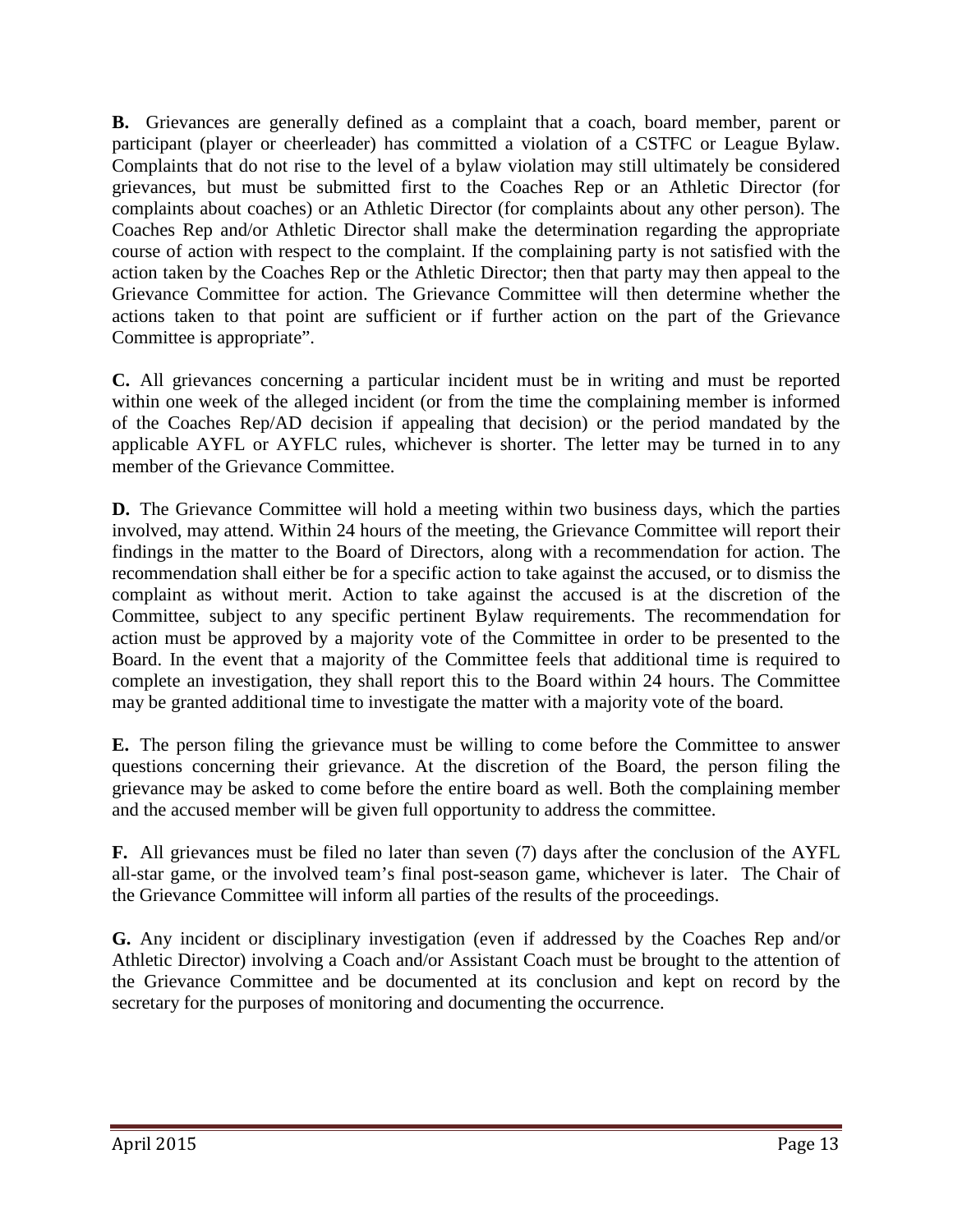**B.** Grievances are generally defined as a complaint that a coach, board member, parent or participant (player or cheerleader) has committed a violation of a CSTFC or League Bylaw. Complaints that do not rise to the level of a bylaw violation may still ultimately be considered grievances, but must be submitted first to the Coaches Rep or an Athletic Director (for complaints about coaches) or an Athletic Director (for complaints about any other person). The Coaches Rep and/or Athletic Director shall make the determination regarding the appropriate course of action with respect to the complaint. If the complaining party is not satisfied with the action taken by the Coaches Rep or the Athletic Director; then that party may then appeal to the Grievance Committee for action. The Grievance Committee will then determine whether the actions taken to that point are sufficient or if further action on the part of the Grievance Committee is appropriate".

**C.** All grievances concerning a particular incident must be in writing and must be reported within one week of the alleged incident (or from the time the complaining member is informed of the Coaches Rep/AD decision if appealing that decision) or the period mandated by the applicable AYFL or AYFLC rules, whichever is shorter. The letter may be turned in to any member of the Grievance Committee.

**D.** The Grievance Committee will hold a meeting within two business days, which the parties involved, may attend. Within 24 hours of the meeting, the Grievance Committee will report their findings in the matter to the Board of Directors, along with a recommendation for action. The recommendation shall either be for a specific action to take against the accused, or to dismiss the complaint as without merit. Action to take against the accused is at the discretion of the Committee, subject to any specific pertinent Bylaw requirements. The recommendation for action must be approved by a majority vote of the Committee in order to be presented to the Board. In the event that a majority of the Committee feels that additional time is required to complete an investigation, they shall report this to the Board within 24 hours. The Committee may be granted additional time to investigate the matter with a majority vote of the board.

**E.** The person filing the grievance must be willing to come before the Committee to answer questions concerning their grievance. At the discretion of the Board, the person filing the grievance may be asked to come before the entire board as well. Both the complaining member and the accused member will be given full opportunity to address the committee.

**F.** All grievances must be filed no later than seven (7) days after the conclusion of the AYFL all-star game, or the involved team's final post-season game, whichever is later. The Chair of the Grievance Committee will inform all parties of the results of the proceedings.

**G.** Any incident or disciplinary investigation (even if addressed by the Coaches Rep and/or Athletic Director) involving a Coach and/or Assistant Coach must be brought to the attention of the Grievance Committee and be documented at its conclusion and kept on record by the secretary for the purposes of monitoring and documenting the occurrence.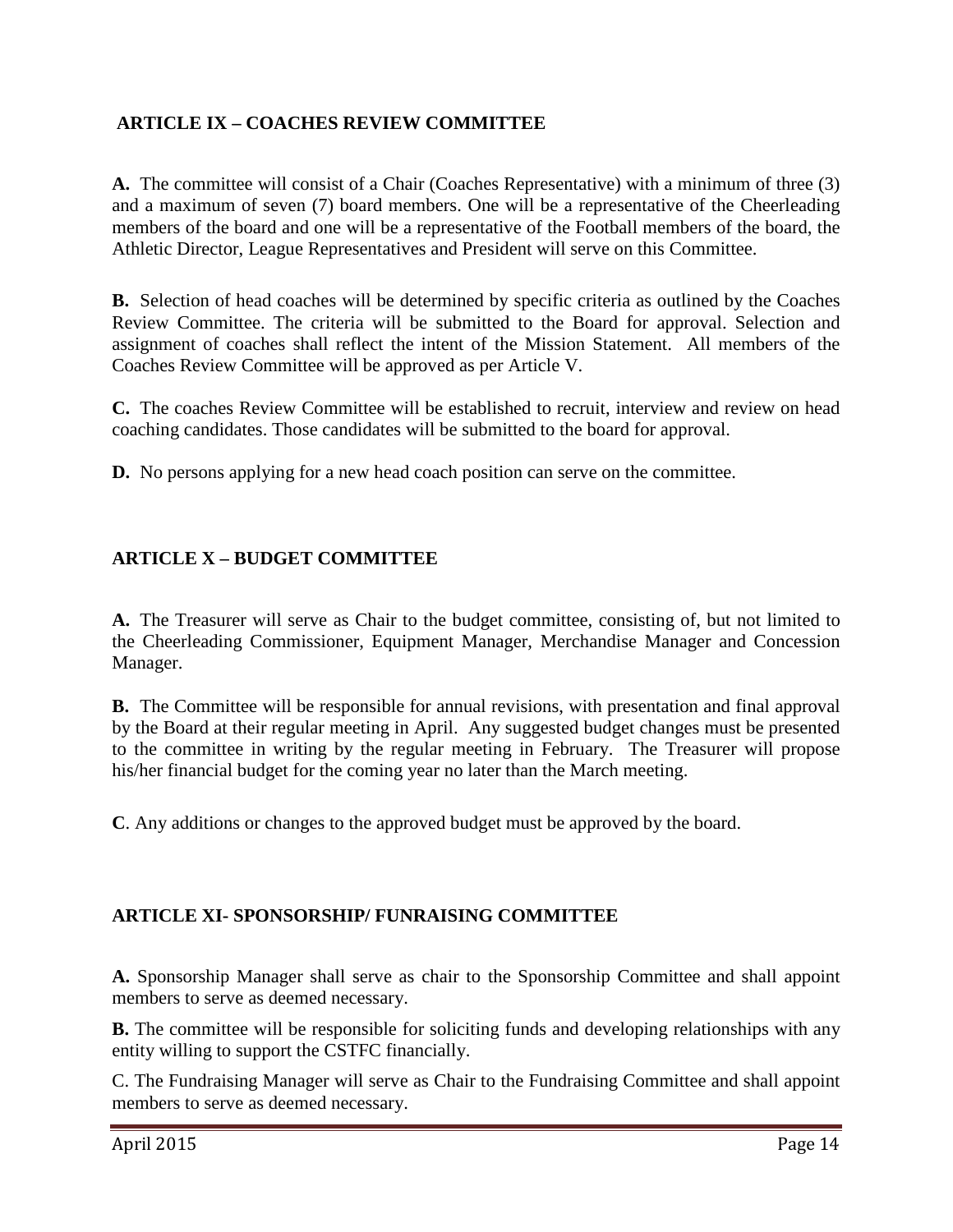## ARTICLE IX – COACHES REVIEW COMMITTEE

**A.** The committee will consist of a Chair (Coaches Representative) with a minimum of three (3) and a maximum of seven (7) board members. One will be a representative of the Cheerleading members of the board and one will be a representative of the Football members of the board, the Athletic Director, League Representatives and President will serve on this Committee.

**B.** Selection of head coaches will be determined by specific criteria as outlined by the Coaches Review Committee. The criteria will be submitted to the Board for approval. Selection and assignment of coaches shall reflect the intent of the Mission Statement. All members of the Coaches Review Committee will be approved as per Article V.

**C.** The coaches Review Committee will be established to recruit, interview and review on head coaching candidates. Those candidates will be submitted to the board for approval.

**D.** No persons applying for a new head coach position can serve on the committee.

## ARTICLE X – BUDGET COMMITTEE

**A.** The Treasurer will serve as Chair to the budget committee, consisting of, but not limited to the Cheerleading Commissioner, Equipment Manager, Merchandise Manager and Concession Manager.

**B.** The Committee will be responsible for annual revisions, with presentation and final approval by the Board at their regular meeting in April. Any suggested budget changes must be presented to the committee in writing by the regular meeting in February. The Treasurer will propose his/her financial budget for the coming year no later than the March meeting.

**C**. Any additions or changes to the approved budget must be approved by the board.

## ARTICLE XI- SPONSORSHIP/ FUNRAISING COMMITTEE

**A.** Sponsorship Manager shall serve as chair to the Sponsorship Committee and shall appoint members to serve as deemed necessary.

**B.** The committee will be responsible for soliciting funds and developing relationships with any entity willing to support the CSTFC financially.

C. The Fundraising Manager will serve as Chair to the Fundraising Committee and shall appoint members to serve as deemed necessary.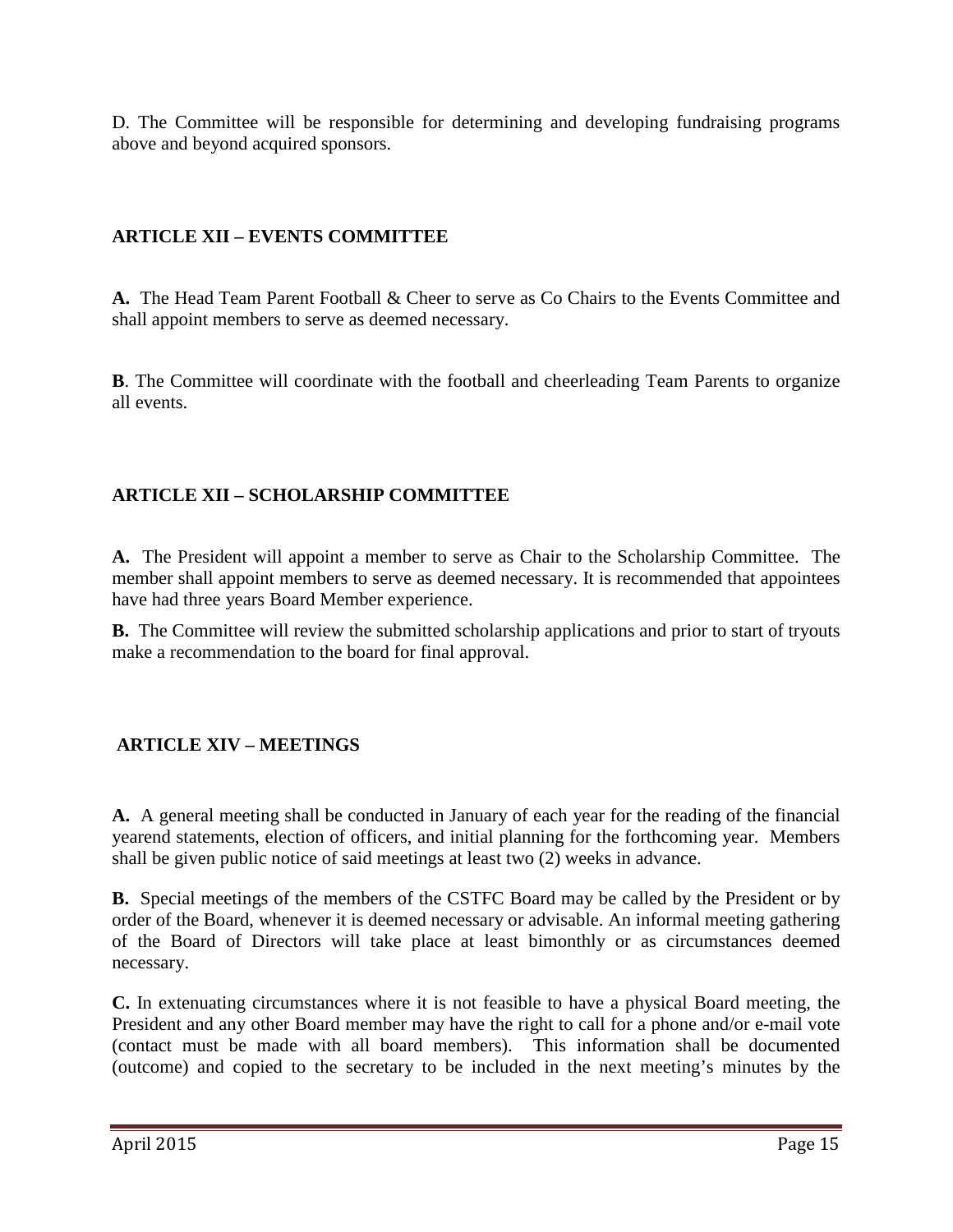D. The Committee will be responsible for determining and developing fundraising programs above and beyond acquired sponsors.

## ARTICLE XII – EVENTS COMMITTEE

**A.** The Head Team Parent Football & Cheer to serve as Co Chairs to the Events Committee and shall appoint members to serve as deemed necessary.

**B**. The Committee will coordinate with the football and cheerleading Team Parents to organize all events.

## ARTICLE XII – SCHOLARSHIP COMMITTEE

**A.** The President will appoint a member to serve as Chair to the Scholarship Committee. The member shall appoint members to serve as deemed necessary. It is recommended that appointees have had three years Board Member experience.

**B.** The Committee will review the submitted scholarship applications and prior to start of tryouts make a recommendation to the board for final approval.

## ARTICLE XIV – MEETINGS

**A.** A general meeting shall be conducted in January of each year for the reading of the financial yearend statements, election of officers, and initial planning for the forthcoming year. Members shall be given public notice of said meetings at least two (2) weeks in advance.

**B.** Special meetings of the members of the CSTFC Board may be called by the President or by order of the Board, whenever it is deemed necessary or advisable. An informal meeting gathering of the Board of Directors will take place at least bimonthly or as circumstances deemed necessary.

**C.** In extenuating circumstances where it is not feasible to have a physical Board meeting, the President and any other Board member may have the right to call for a phone and/or e-mail vote (contact must be made with all board members). This information shall be documented (outcome) and copied to the secretary to be included in the next meeting's minutes by the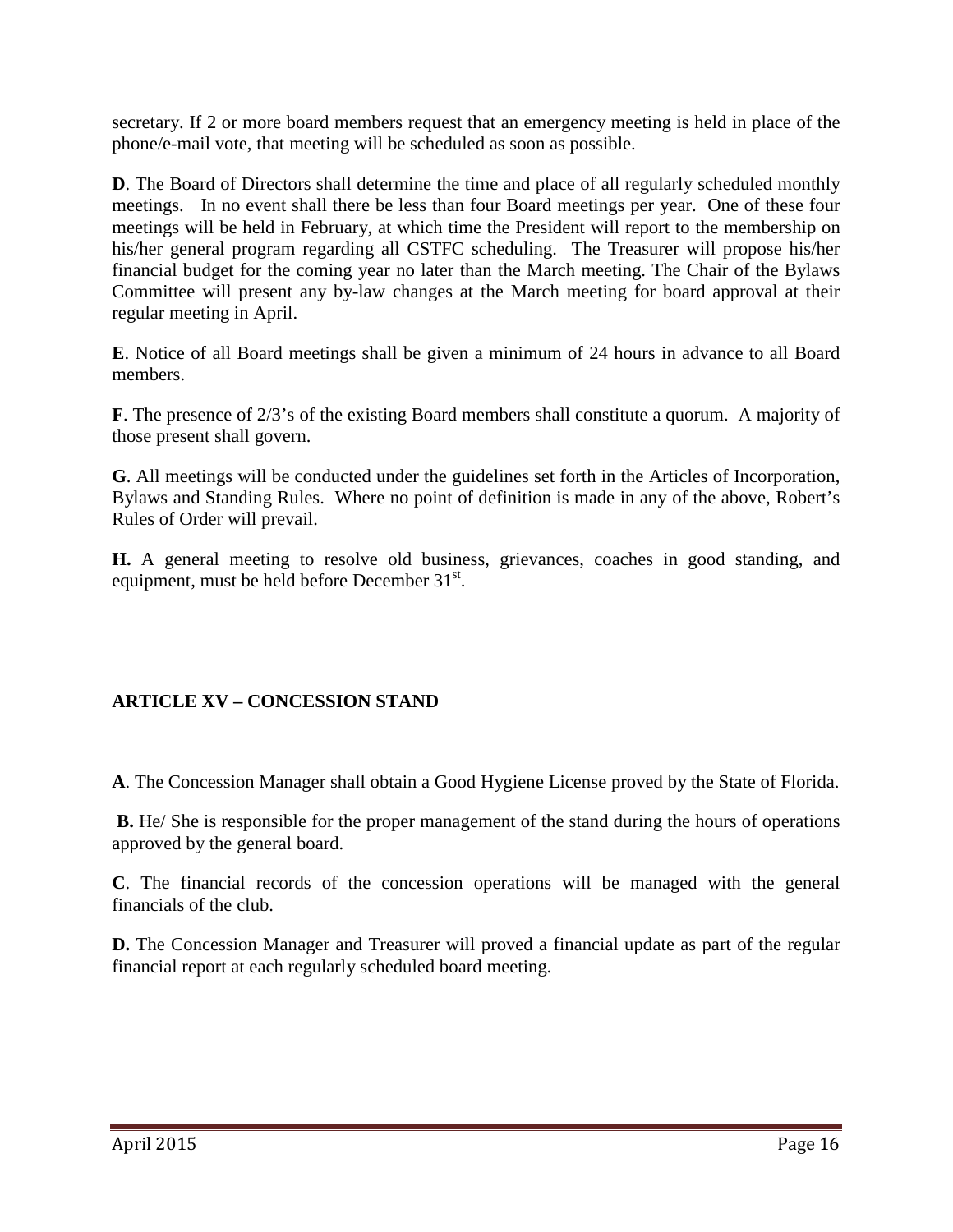secretary. If 2 or more board members request that an emergency meeting is held in place of the phone/e-mail vote, that meeting will be scheduled as soon as possible.

**D**. The Board of Directors shall determine the time and place of all regularly scheduled monthly meetings. In no event shall there be less than four Board meetings per year. One of these four meetings will be held in February, at which time the President will report to the membership on his/her general program regarding all CSTFC scheduling. The Treasurer will propose his/her financial budget for the coming year no later than the March meeting. The Chair of the Bylaws Committee will present any by-law changes at the March meeting for board approval at their regular meeting in April.

**E**. Notice of all Board meetings shall be given a minimum of 24 hours in advance to all Board members.

**F**. The presence of 2/3's of the existing Board members shall constitute a quorum. A majority of those present shall govern.

**G**. All meetings will be conducted under the guidelines set forth in the Articles of Incorporation, Bylaws and Standing Rules. Where no point of definition is made in any of the above, Robert's Rules of Order will prevail.

**H.** A general meeting to resolve old business, grievances, coaches in good standing, and equipment, must be held before December 31st.

## ARTICLE XV – CONCESSION STAND

**A**. The Concession Manager shall obtain a Good Hygiene License proved by the State of Florida.

**B.** He/ She is responsible for the proper management of the stand during the hours of operations approved by the general board.

**C**. The financial records of the concession operations will be managed with the general financials of the club.

**D.** The Concession Manager and Treasurer will proved a financial update as part of the regular financial report at each regularly scheduled board meeting.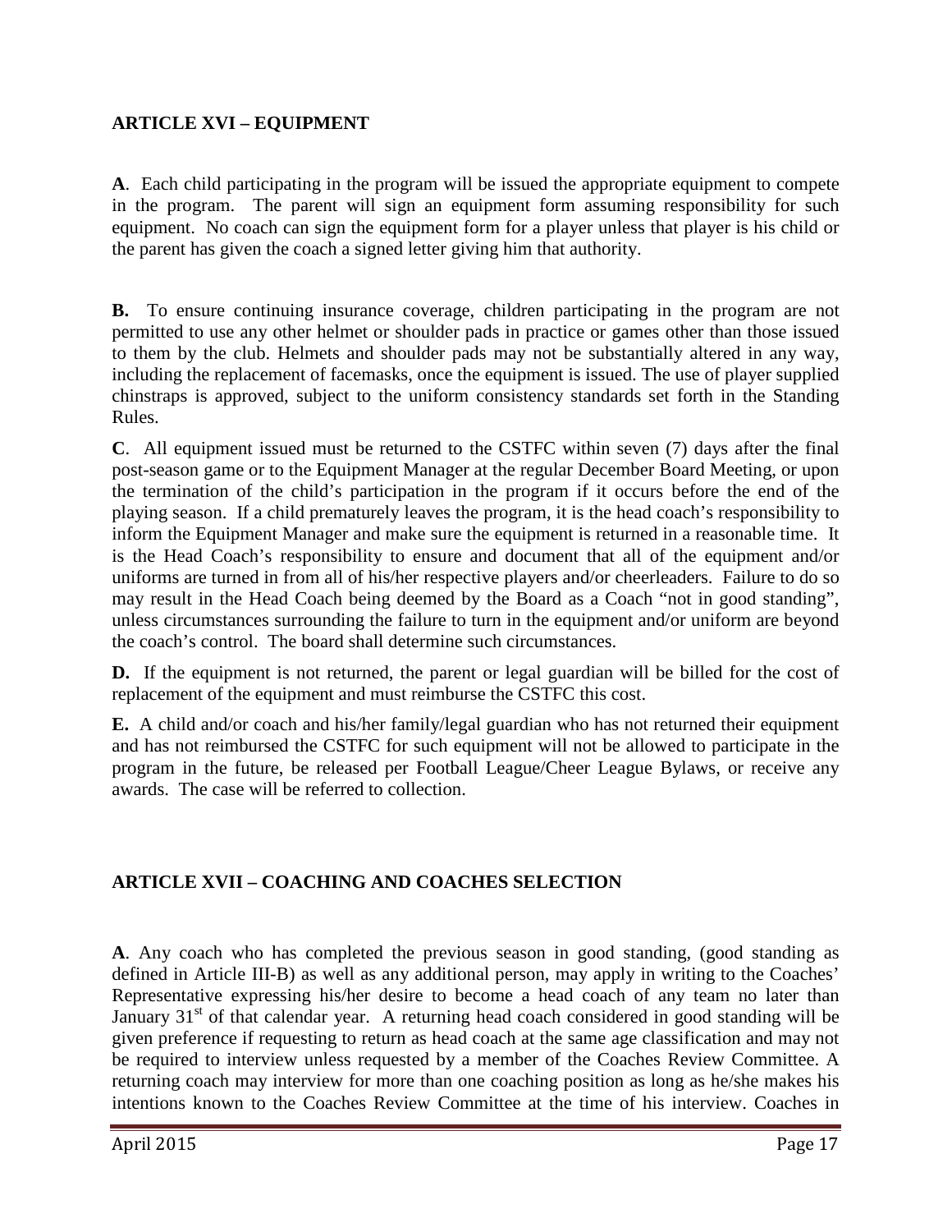## ARTICLE XVI – EQUIPMENT

**A**. Each child participating in the program will be issued the appropriate equipment to compete in the program. The parent will sign an equipment form assuming responsibility for such equipment. No coach can sign the equipment form for a player unless that player is his child or the parent has given the coach a signed letter giving him that authority.

**B.** To ensure continuing insurance coverage, children participating in the program are not permitted to use any other helmet or shoulder pads in practice or games other than those issued to them by the club. Helmets and shoulder pads may not be substantially altered in any way, including the replacement of facemasks, once the equipment is issued. The use of player supplied chinstraps is approved, subject to the uniform consistency standards set forth in the Standing Rules.

**C**. All equipment issued must be returned to the CSTFC within seven (7) days after the final post-season game or to the Equipment Manager at the regular December Board Meeting, or upon the termination of the child's participation in the program if it occurs before the end of the playing season. If a child prematurely leaves the program, it is the head coach's responsibility to inform the Equipment Manager and make sure the equipment is returned in a reasonable time. It is the Head Coach's responsibility to ensure and document that all of the equipment and/or uniforms are turned in from all of his/her respective players and/or cheerleaders. Failure to do so may result in the Head Coach being deemed by the Board as a Coach "not in good standing", unless circumstances surrounding the failure to turn in the equipment and/or uniform are beyond the coach's control. The board shall determine such circumstances.

**D.** If the equipment is not returned, the parent or legal guardian will be billed for the cost of replacement of the equipment and must reimburse the CSTFC this cost.

**E.** A child and/or coach and his/her family/legal guardian who has not returned their equipment and has not reimbursed the CSTFC for such equipment will not be allowed to participate in the program in the future, be released per Football League/Cheer League Bylaws, or receive any awards. The case will be referred to collection.

## ARTICLE XVII – COACHING AND COACHES SELECTION

**A**. Any coach who has completed the previous season in good standing, (good standing as defined in Article III-B) as well as any additional person, may apply in writing to the Coaches' Representative expressing his/her desire to become a head coach of any team no later than January 31st of that calendar year. A returning head coach considered in good standing will be given preference if requesting to return as head coach at the same age classification and may not be required to interview unless requested by a member of the Coaches Review Committee. A returning coach may interview for more than one coaching position as long as he/she makes his intentions known to the Coaches Review Committee at the time of his interview. Coaches in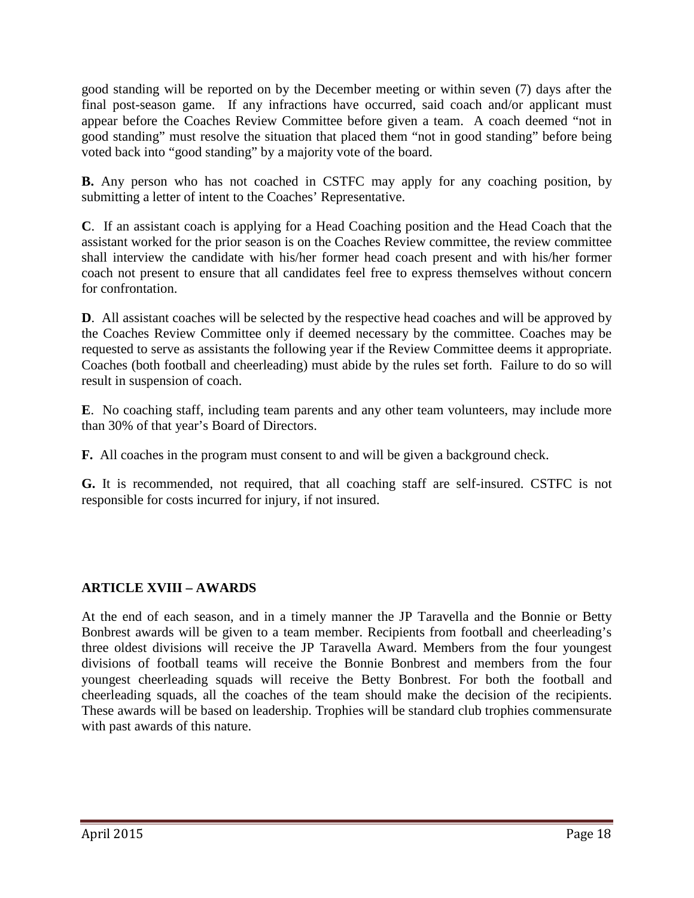good standing will be reported on by the December meeting or within seven (7) days after the final post-season game. If any infractions have occurred, said coach and/or applicant must appear before the Coaches Review Committee before given a team. A coach deemed "not in good standing" must resolve the situation that placed them "not in good standing" before being voted back into "good standing" by a majority vote of the board.

**B.** Any person who has not coached in CSTFC may apply for any coaching position, by submitting a letter of intent to the Coaches' Representative.

**C**. If an assistant coach is applying for a Head Coaching position and the Head Coach that the assistant worked for the prior season is on the Coaches Review committee, the review committee shall interview the candidate with his/her former head coach present and with his/her former coach not present to ensure that all candidates feel free to express themselves without concern for confrontation.

**D**. All assistant coaches will be selected by the respective head coaches and will be approved by the Coaches Review Committee only if deemed necessary by the committee. Coaches may be requested to serve as assistants the following year if the Review Committee deems it appropriate. Coaches (both football and cheerleading) must abide by the rules set forth. Failure to do so will result in suspension of coach.

**E**. No coaching staff, including team parents and any other team volunteers, may include more than 30% of that year's Board of Directors.

**F.** All coaches in the program must consent to and will be given a background check.

**G.** It is recommended, not required, that all coaching staff are self-insured. CSTFC is not responsible for costs incurred for injury, if not insured.

## ARTICLE XVIII – AWARDS

At the end of each season, and in a timely manner the JP Taravella and the Bonnie or Betty Bonbrest awards will be given to a team member. Recipients from football and cheerleading's three oldest divisions will receive the JP Taravella Award. Members from the four youngest divisions of football teams will receive the Bonnie Bonbrest and members from the four youngest cheerleading squads will receive the Betty Bonbrest. For both the football and cheerleading squads, all the coaches of the team should make the decision of the recipients. These awards will be based on leadership. Trophies will be standard club trophies commensurate with past awards of this nature.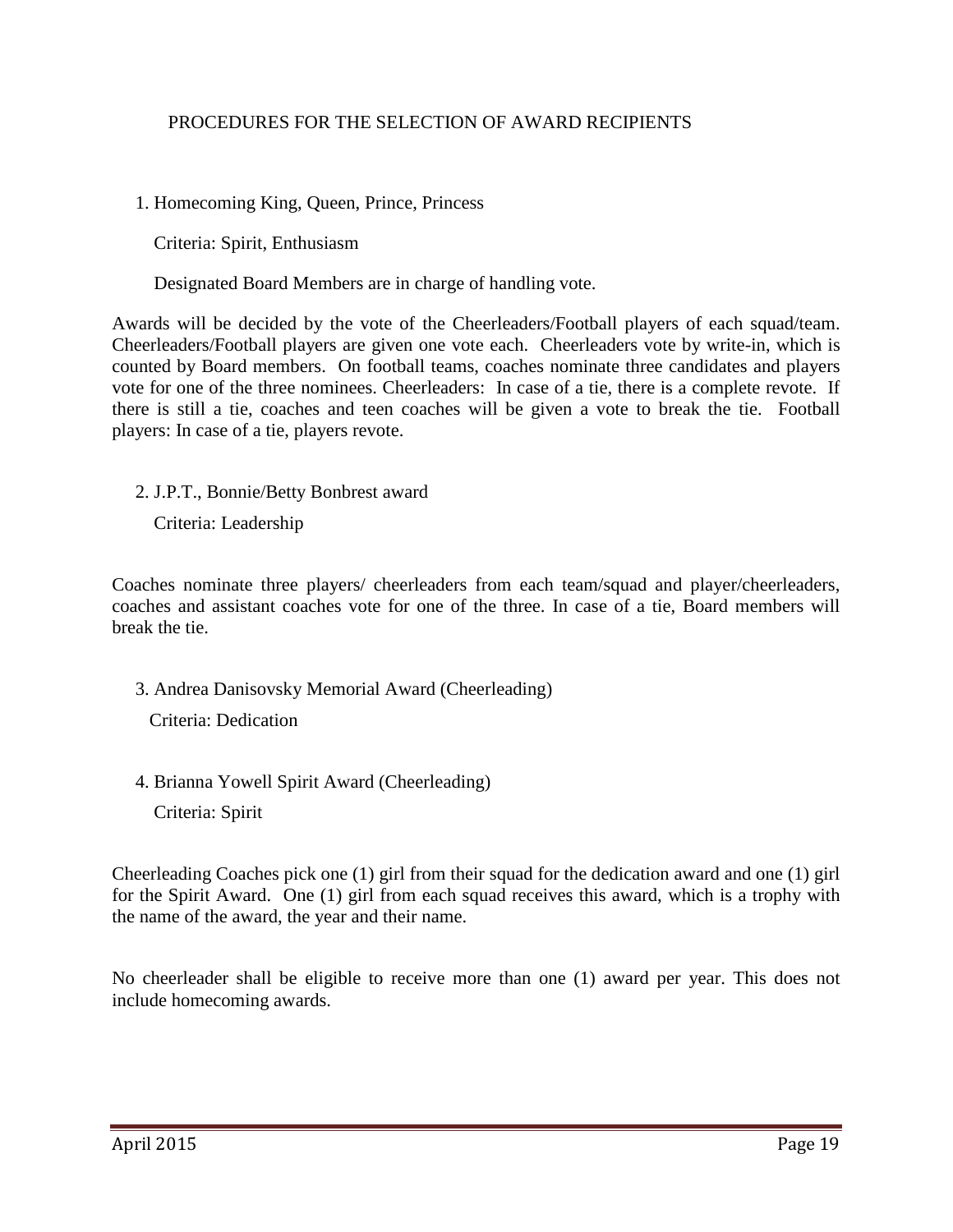## PROCEDURES FOR THE SELECTION OF AWARD RECIPIENTS

1. Homecoming King, Queen, Prince, Princess

   Criteria: Spirit, Enthusiasm

   Designated Board Members are in charge of handling vote.

Awards will be decided by the vote of the Cheerleaders/Football players of each squad/team. Cheerleaders/Football players are given one vote each. Cheerleaders vote by write-in, which is counted by Board members. On football teams, coaches nominate three candidates and players vote for one of the three nominees. Cheerleaders: In case of a tie, there is a complete revote. If there is still a tie, coaches and teen coaches will be given a vote to break the tie. Football players: In case of a tie, players revote.

2. J.P.T., Bonnie/Betty Bonbrest award

   Criteria: Leadership

Coaches nominate three players/ cheerleaders from each team/squad and player/cheerleaders, coaches and assistant coaches vote for one of the three. In case of a tie, Board members will break the tie.

3. Andrea Danisovsky Memorial Award (Cheerleading)

   Criteria: Dedication

4. Brianna Yowell Spirit Award (Cheerleading)

   Criteria: Spirit

Cheerleading Coaches pick one (1) girl from their squad for the dedication award and one (1) girl for the Spirit Award. One (1) girl from each squad receives this award, which is a trophy with the name of the award, the year and their name.

No cheerleader shall be eligible to receive more than one (1) award per year. This does not include homecoming awards.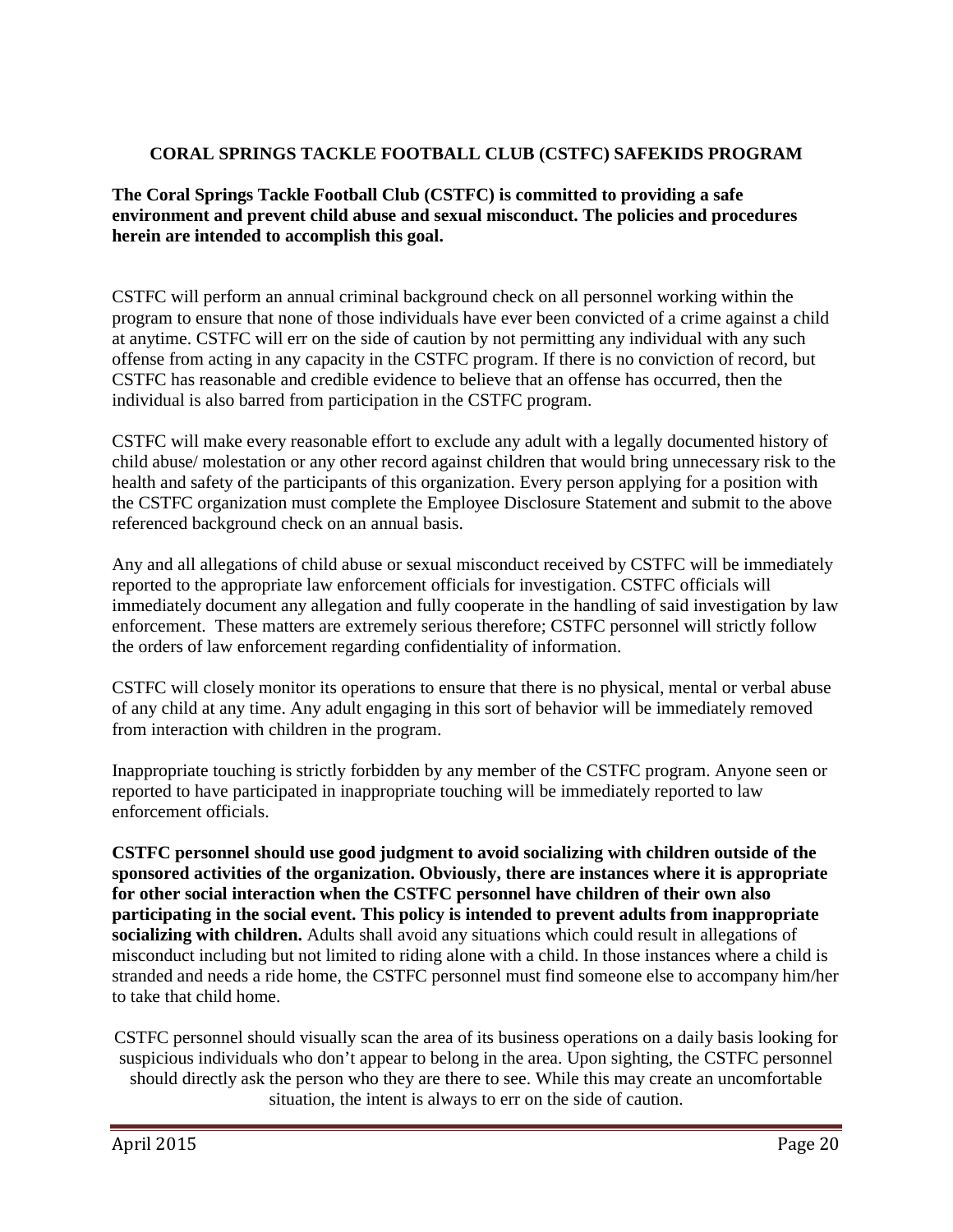## CORAL SPRINGS TACKLE FOOTBALL CLUB (CSTFC) SAFEKIDS PROGRAM

**The Coral Springs Tackle Football Club (CSTFC) is committed to providing a safe environment and prevent child abuse and sexual misconduct. The policies and procedures herein are intended to accomplish this goal.**

CSTFC will perform an annual criminal background check on all personnel working within the program to ensure that none of those individuals have ever been convicted of a crime against a child at anytime. CSTFC will err on the side of caution by not permitting any individual with any such offense from acting in any capacity in the CSTFC program. If there is no conviction of record, but CSTFC has reasonable and credible evidence to believe that an offense has occurred, then the individual is also barred from participation in the CSTFC program.

CSTFC will make every reasonable effort to exclude any adult with a legally documented history of child abuse/ molestation or any other record against children that would bring unnecessary risk to the health and safety of the participants of this organization. Every person applying for a position with the CSTFC organization must complete the Employee Disclosure Statement and submit to the above referenced background check on an annual basis.

Any and all allegations of child abuse or sexual misconduct received by CSTFC will be immediately reported to the appropriate law enforcement officials for investigation. CSTFC officials will immediately document any allegation and fully cooperate in the handling of said investigation by law enforcement. These matters are extremely serious therefore; CSTFC personnel will strictly follow the orders of law enforcement regarding confidentiality of information.

CSTFC will closely monitor its operations to ensure that there is no physical, mental or verbal abuse of any child at any time. Any adult engaging in this sort of behavior will be immediately removed from interaction with children in the program.

Inappropriate touching is strictly forbidden by any member of the CSTFC program. Anyone seen or reported to have participated in inappropriate touching will be immediately reported to law enforcement officials.

**CSTFC personnel should use good judgment to avoid socializing with children outside of the sponsored activities of the organization. Obviously, there are instances where it is appropriate for other social interaction when the CSTFC personnel have children of their own also participating in the social event. This policy is intended to prevent adults from inappropriate socializing with children.** Adults shall avoid any situations which could result in allegations of misconduct including but not limited to riding alone with a child. In those instances where a child is stranded and needs a ride home, the CSTFC personnel must find someone else to accompany him/her to take that child home.

CSTFC personnel should visually scan the area of its business operations on a daily basis looking for suspicious individuals who don't appear to belong in the area. Upon sighting, the CSTFC personnel should directly ask the person who they are there to see. While this may create an uncomfortable situation, the intent is always to err on the side of caution.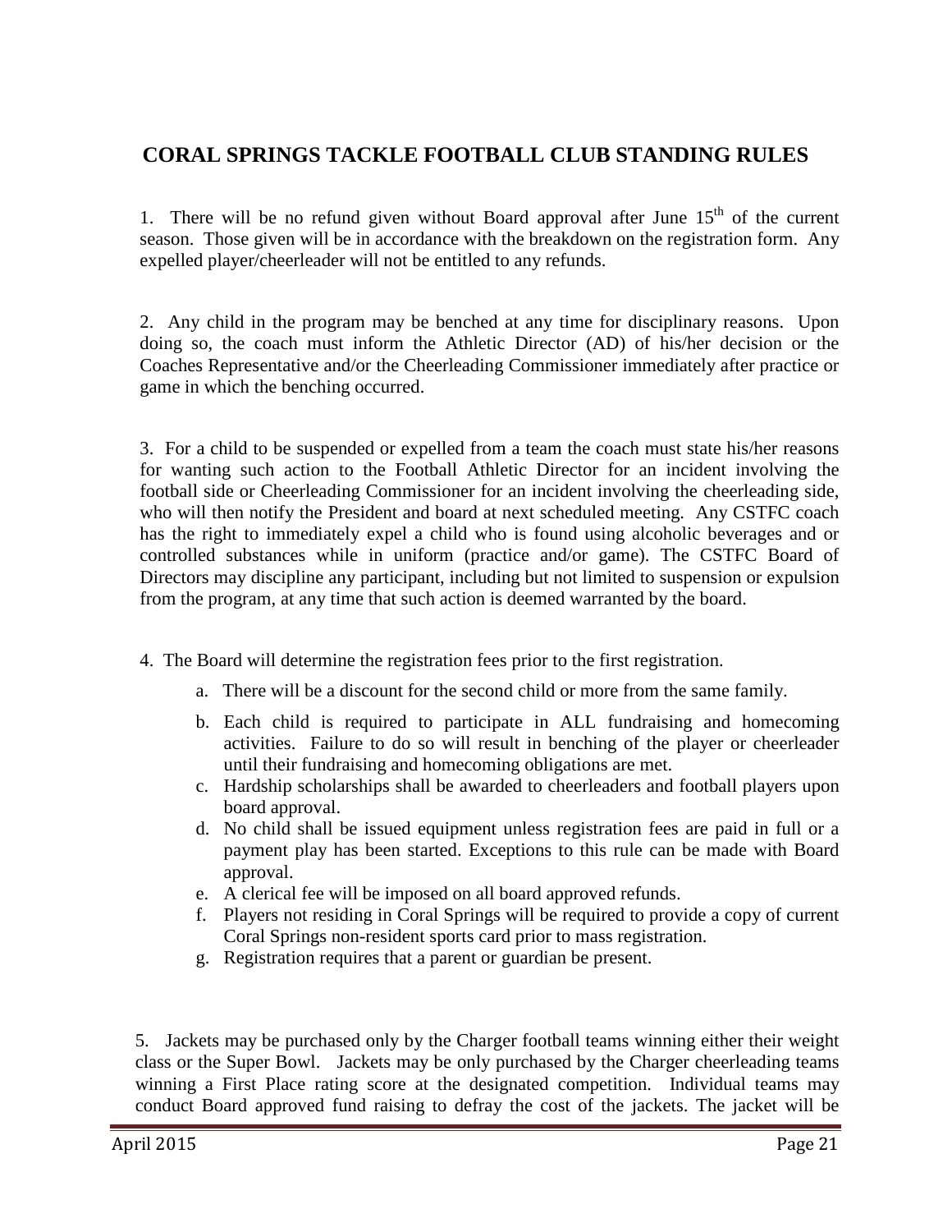# CORAL SPRINGS TACKLE FOOTBALL CLUB STANDING RULES

1. There will be no refund given without Board approval after June 15th of the current season. Those given will be in accordance with the breakdown on the registration form. Any expelled player/cheerleader will not be entitled to any refunds.

2. Any child in the program may be benched at any time for disciplinary reasons. Upon doing so, the coach must inform the Athletic Director (AD) of his/her decision or the Coaches Representative and/or the Cheerleading Commissioner immediately after practice or game in which the benching occurred.

3. For a child to be suspended or expelled from a team the coach must state his/her reasons for wanting such action to the Football Athletic Director for an incident involving the football side or Cheerleading Commissioner for an incident involving the cheerleading side, who will then notify the President and board at next scheduled meeting. Any CSTFC coach has the right to immediately expel a child who is found using alcoholic beverages and or controlled substances while in uniform (practice and/or game). The CSTFC Board of Directors may discipline any participant, including but not limited to suspension or expulsion from the program, at any time that such action is deemed warranted by the board.

4. The Board will determine the registration fees prior to the first registration.
   a. There will be a discount for the second child or more from the same family.
   b. Each child is required to participate in ALL fundraising and homecoming activities. Failure to do so will result in benching of the player or cheerleader until their fundraising and homecoming obligations are met.
   c. Hardship scholarships shall be awarded to cheerleaders and football players upon board approval.
   d. No child shall be issued equipment unless registration fees are paid in full or a payment play has been started. Exceptions to this rule can be made with Board approval.
   e. A clerical fee will be imposed on all board approved refunds.
   f. Players not residing in Coral Springs will be required to provide a copy of current Coral Springs non-resident sports card prior to mass registration.
   g. Registration requires that a parent or guardian be present.

5. Jackets may be purchased only by the Charger football teams winning either their weight class or the Super Bowl. Jackets may be only purchased by the Charger cheerleading teams winning a First Place rating score at the designated competition. Individual teams may conduct Board approved fund raising to defray the cost of the jackets. The jacket will be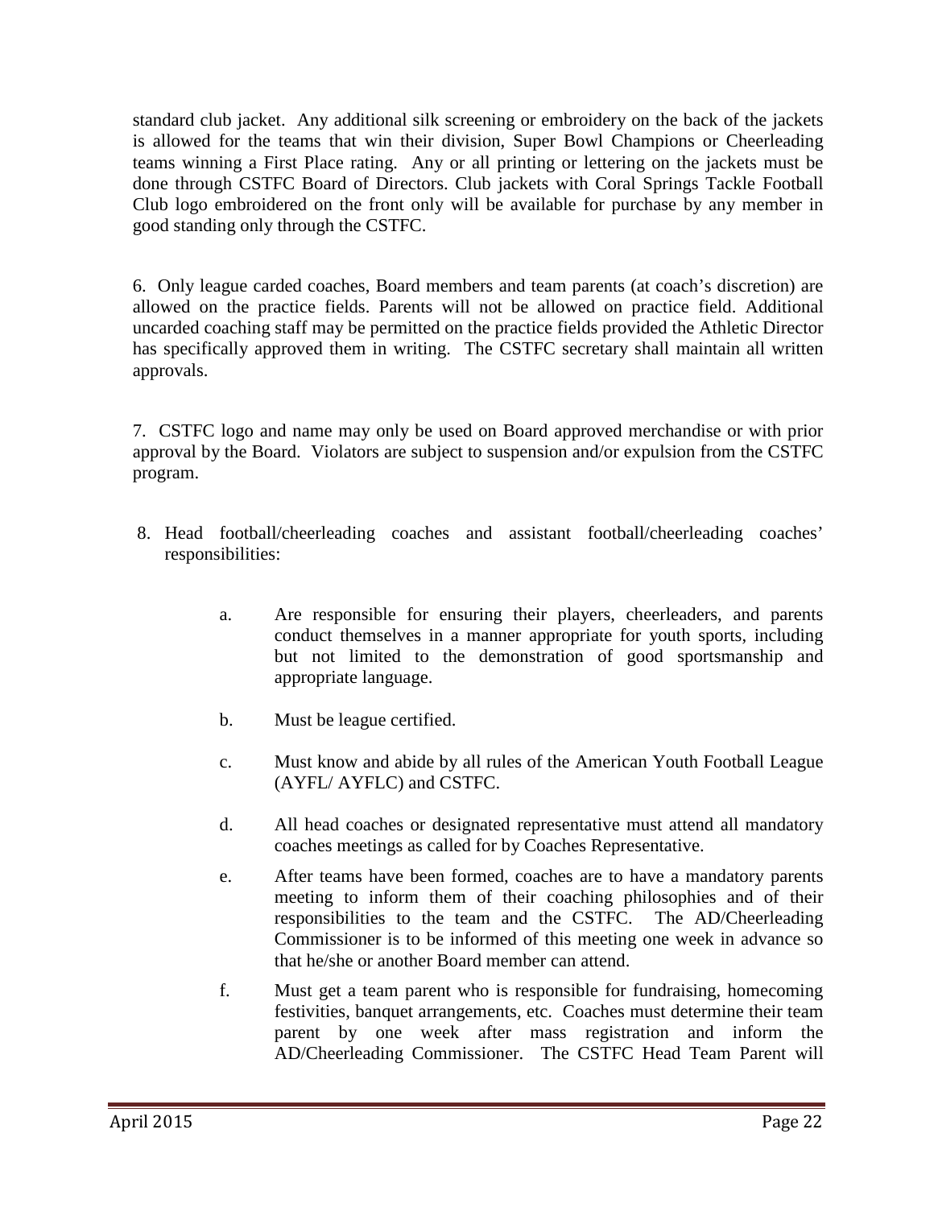standard club jacket. Any additional silk screening or embroidery on the back of the jackets is allowed for the teams that win their division, Super Bowl Champions or Cheerleading teams winning a First Place rating. Any or all printing or lettering on the jackets must be done through CSTFC Board of Directors. Club jackets with Coral Springs Tackle Football Club logo embroidered on the front only will be available for purchase by any member in good standing only through the CSTFC.

6. Only league carded coaches, Board members and team parents (at coach's discretion) are allowed on the practice fields. Parents will not be allowed on practice field. Additional uncarded coaching staff may be permitted on the practice fields provided the Athletic Director has specifically approved them in writing. The CSTFC secretary shall maintain all written approvals.

7. CSTFC logo and name may only be used on Board approved merchandise or with prior approval by the Board. Violators are subject to suspension and/or expulsion from the CSTFC program.

8. Head football/cheerleading coaches and assistant football/cheerleading coaches' responsibilities:

   a. Are responsible for ensuring their players, cheerleaders, and parents conduct themselves in a manner appropriate for youth sports, including but not limited to the demonstration of good sportsmanship and appropriate language.

   b. Must be league certified.

   c. Must know and abide by all rules of the American Youth Football League (AYFL/ AYFLC) and CSTFC.

   d. All head coaches or designated representative must attend all mandatory coaches meetings as called for by Coaches Representative.

   e. After teams have been formed, coaches are to have a mandatory parents meeting to inform them of their coaching philosophies and of their responsibilities to the team and the CSTFC. The AD/Cheerleading Commissioner is to be informed of this meeting one week in advance so that he/she or another Board member can attend.

   f. Must get a team parent who is responsible for fundraising, homecoming festivities, banquet arrangements, etc. Coaches must determine their team parent by one week after mass registration and inform the AD/Cheerleading Commissioner. The CSTFC Head Team Parent will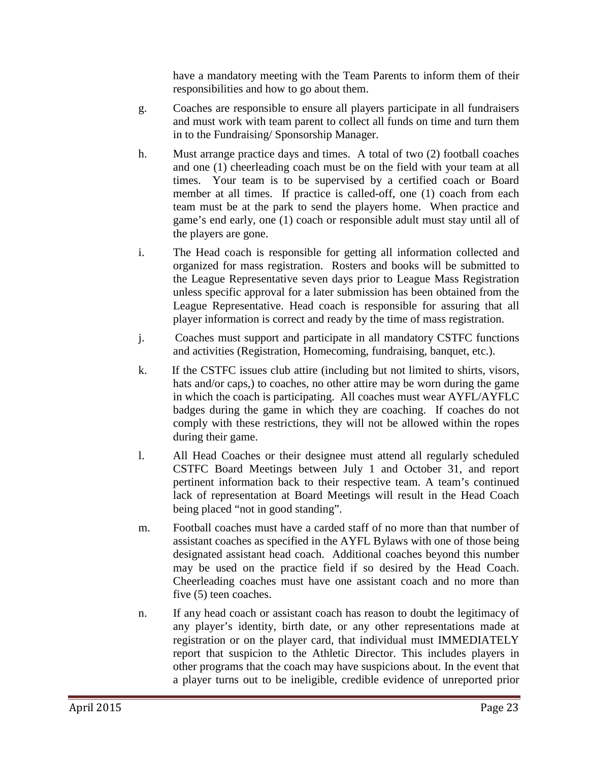have a mandatory meeting with the Team Parents to inform them of their responsibilities and how to go about them.

g. Coaches are responsible to ensure all players participate in all fundraisers and must work with team parent to collect all funds on time and turn them in to the Fundraising/ Sponsorship Manager.

h. Must arrange practice days and times. A total of two (2) football coaches and one (1) cheerleading coach must be on the field with your team at all times. Your team is to be supervised by a certified coach or Board member at all times. If practice is called-off, one (1) coach from each team must be at the park to send the players home. When practice and game's end early, one (1) coach or responsible adult must stay until all of the players are gone.

i. The Head coach is responsible for getting all information collected and organized for mass registration. Rosters and books will be submitted to the League Representative seven days prior to League Mass Registration unless specific approval for a later submission has been obtained from the League Representative. Head coach is responsible for assuring that all player information is correct and ready by the time of mass registration.

j. Coaches must support and participate in all mandatory CSTFC functions and activities (Registration, Homecoming, fundraising, banquet, etc.).

k. If the CSTFC issues club attire (including but not limited to shirts, visors, hats and/or caps,) to coaches, no other attire may be worn during the game in which the coach is participating. All coaches must wear AYFL/AYFLC badges during the game in which they are coaching. If coaches do not comply with these restrictions, they will not be allowed within the ropes during their game.

l. All Head Coaches or their designee must attend all regularly scheduled CSTFC Board Meetings between July 1 and October 31, and report pertinent information back to their respective team. A team's continued lack of representation at Board Meetings will result in the Head Coach being placed "not in good standing".

m. Football coaches must have a carded staff of no more than that number of assistant coaches as specified in the AYFL Bylaws with one of those being designated assistant head coach. Additional coaches beyond this number may be used on the practice field if so desired by the Head Coach. Cheerleading coaches must have one assistant coach and no more than five (5) teen coaches.

n. If any head coach or assistant coach has reason to doubt the legitimacy of any player's identity, birth date, or any other representations made at registration or on the player card, that individual must IMMEDIATELY report that suspicion to the Athletic Director. This includes players in other programs that the coach may have suspicions about. In the event that a player turns out to be ineligible, credible evidence of unreported prior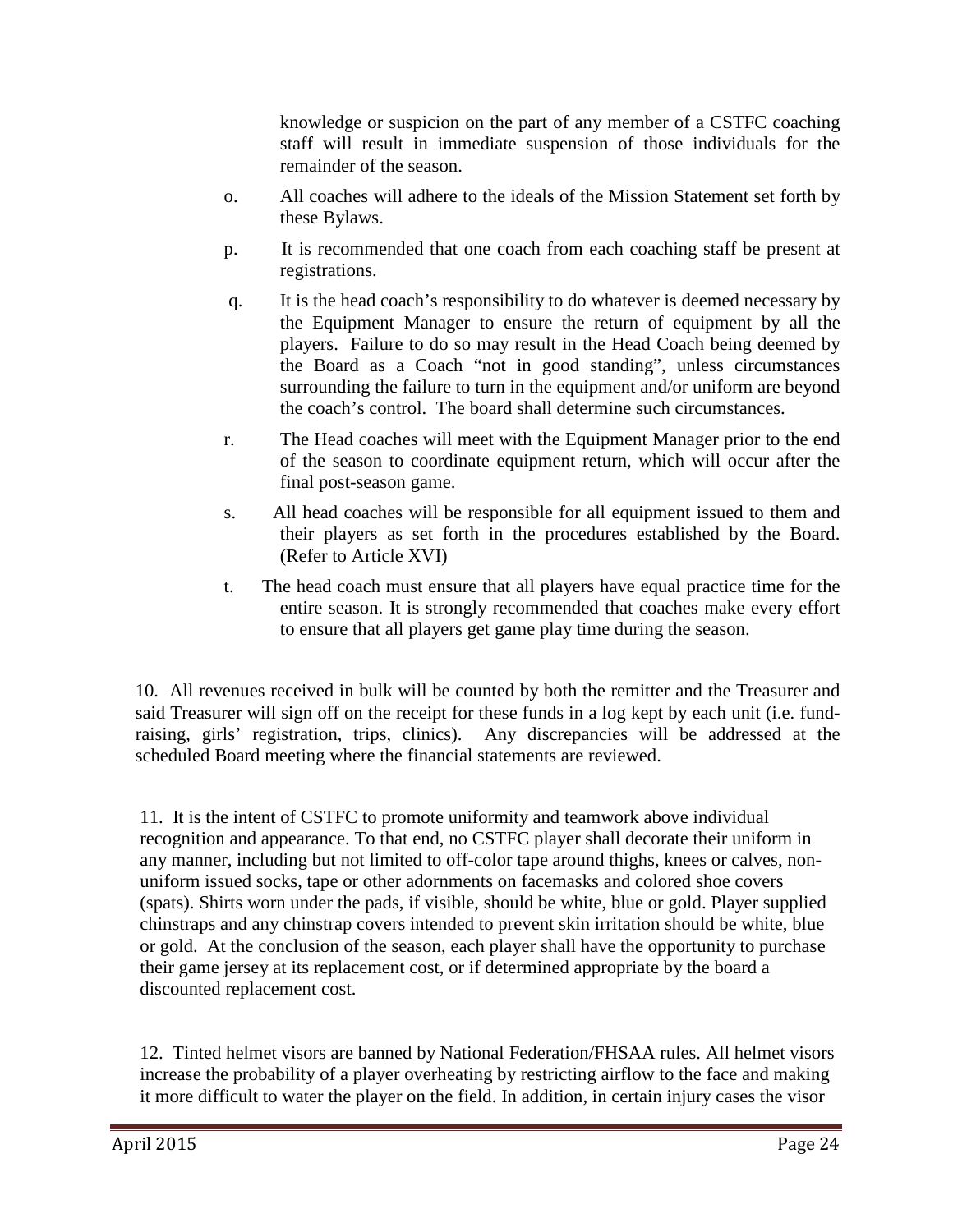knowledge or suspicion on the part of any member of a CSTFC coaching staff will result in immediate suspension of those individuals for the remainder of the season.

o. All coaches will adhere to the ideals of the Mission Statement set forth by these Bylaws.

p. It is recommended that one coach from each coaching staff be present at registrations.

q. It is the head coach's responsibility to do whatever is deemed necessary by the Equipment Manager to ensure the return of equipment by all the players. Failure to do so may result in the Head Coach being deemed by the Board as a Coach "not in good standing", unless circumstances surrounding the failure to turn in the equipment and/or uniform are beyond the coach's control. The board shall determine such circumstances.

r. The Head coaches will meet with the Equipment Manager prior to the end of the season to coordinate equipment return, which will occur after the final post-season game.

s. All head coaches will be responsible for all equipment issued to them and their players as set forth in the procedures established by the Board. (Refer to Article XVI)

t. The head coach must ensure that all players have equal practice time for the entire season. It is strongly recommended that coaches make every effort to ensure that all players get game play time during the season.

10. All revenues received in bulk will be counted by both the remitter and the Treasurer and said Treasurer will sign off on the receipt for these funds in a log kept by each unit (i.e. fund-raising, girls' registration, trips, clinics). Any discrepancies will be addressed at the scheduled Board meeting where the financial statements are reviewed.

11. It is the intent of CSTFC to promote uniformity and teamwork above individual recognition and appearance. To that end, no CSTFC player shall decorate their uniform in any manner, including but not limited to off-color tape around thighs, knees or calves, non-uniform issued socks, tape or other adornments on facemasks and colored shoe covers (spats). Shirts worn under the pads, if visible, should be white, blue or gold. Player supplied chinstraps and any chinstrap covers intended to prevent skin irritation should be white, blue or gold. At the conclusion of the season, each player shall have the opportunity to purchase their game jersey at its replacement cost, or if determined appropriate by the board a discounted replacement cost.

12. Tinted helmet visors are banned by National Federation/FHSAA rules. All helmet visors increase the probability of a player overheating by restricting airflow to the face and making it more difficult to water the player on the field. In addition, in certain injury cases the visor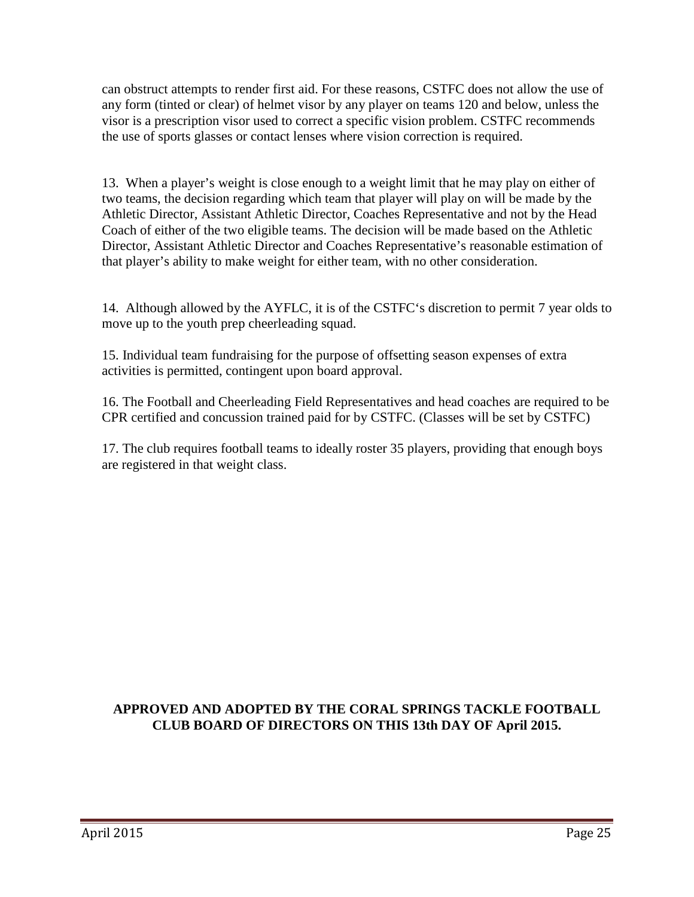can obstruct attempts to render first aid. For these reasons, CSTFC does not allow the use of any form (tinted or clear) of helmet visor by any player on teams 120 and below, unless the visor is a prescription visor used to correct a specific vision problem. CSTFC recommends the use of sports glasses or contact lenses where vision correction is required.

13. When a player's weight is close enough to a weight limit that he may play on either of two teams, the decision regarding which team that player will play on will be made by the Athletic Director, Assistant Athletic Director, Coaches Representative and not by the Head Coach of either of the two eligible teams. The decision will be made based on the Athletic Director, Assistant Athletic Director and Coaches Representative's reasonable estimation of that player's ability to make weight for either team, with no other consideration.

14. Although allowed by the AYFLC, it is of the CSTFC's discretion to permit 7 year olds to move up to the youth prep cheerleading squad.

15. Individual team fundraising for the purpose of offsetting season expenses of extra activities is permitted, contingent upon board approval.

16. The Football and Cheerleading Field Representatives and head coaches are required to be CPR certified and concussion trained paid for by CSTFC. (Classes will be set by CSTFC)

17. The club requires football teams to ideally roster 35 players, providing that enough boys are registered in that weight class.

**APPROVED AND ADOPTED BY THE CORAL SPRINGS TACKLE FOOTBALL CLUB BOARD OF DIRECTORS ON THIS 13th DAY OF April 2015.**